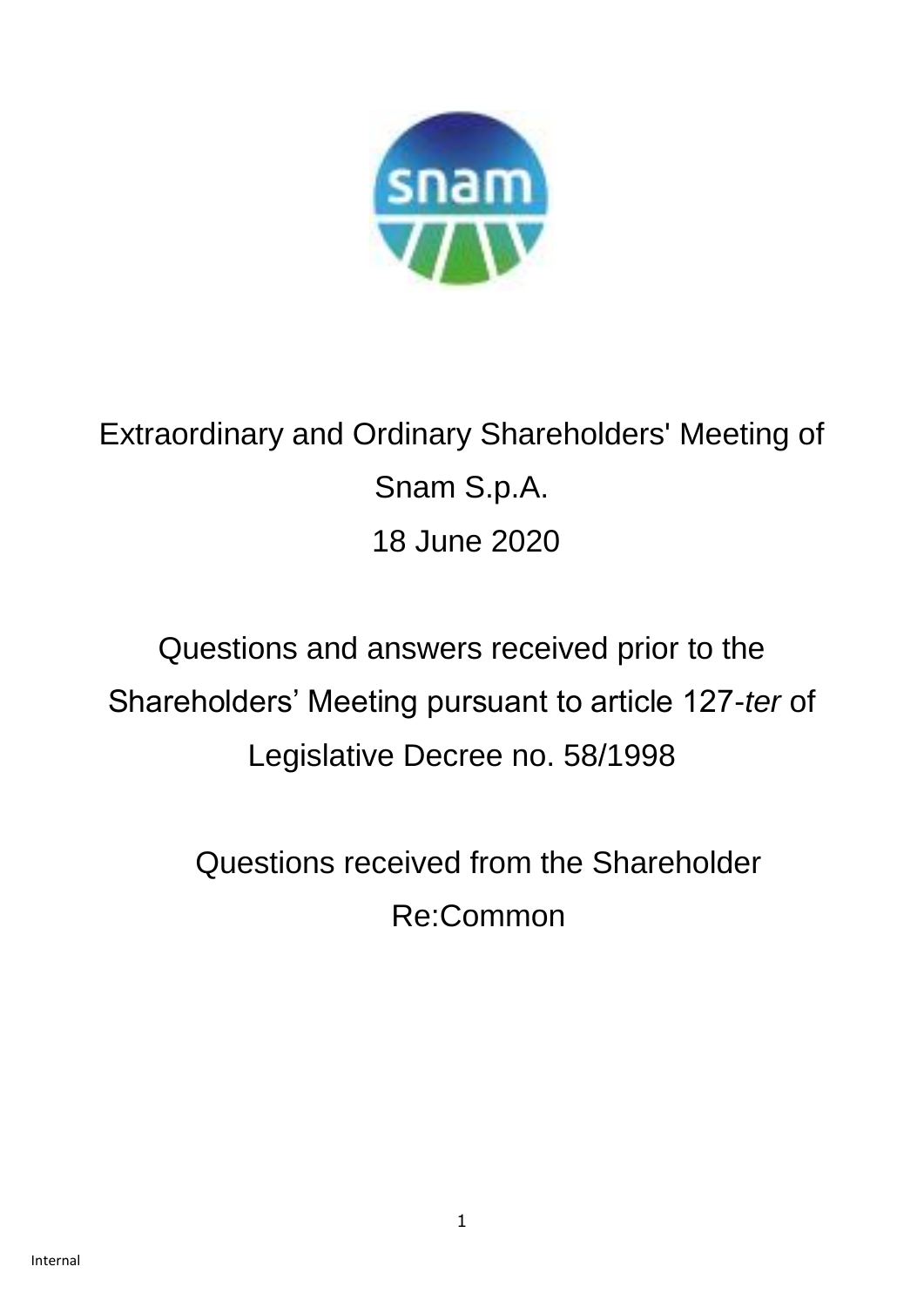# Extraordinary and Ordinary Shareholders' Meeting of Snam S.p.A.

18 June 2020

## Questions and answers received prior to the Shareholders' Meeting pursuant to article 127-*ter* of Legislative Decree no. 58/1998

## Questions received from the Shareholder Re:Common

Internal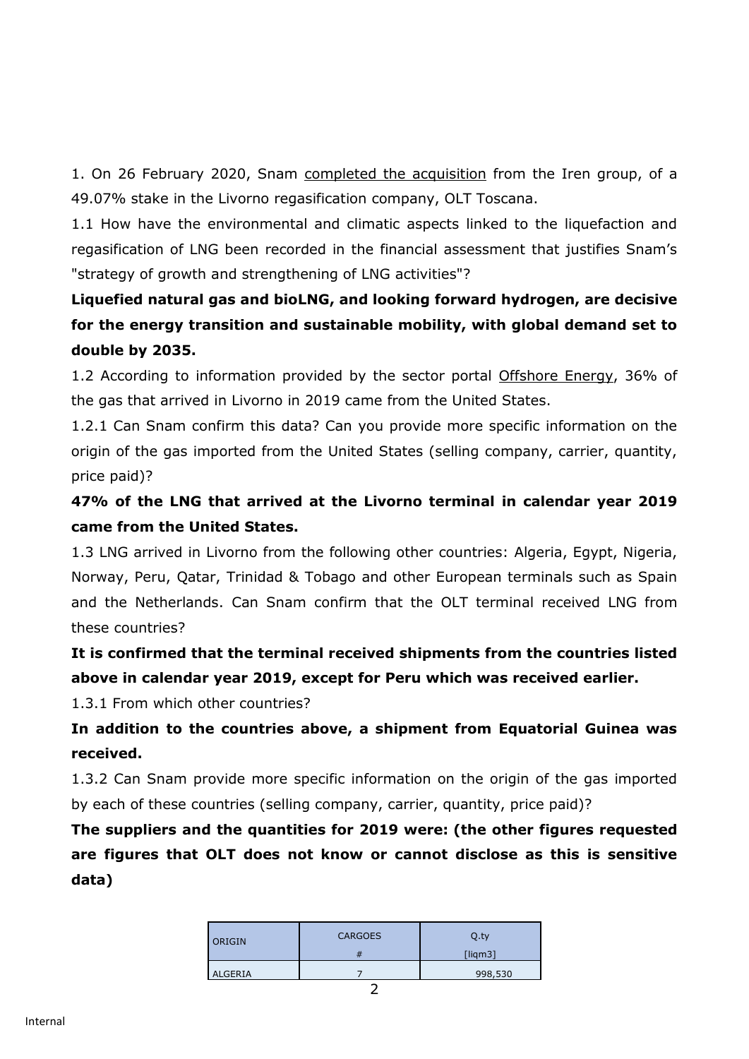1. On 26 February 2020, Snam completed the acquisition from the Iren group, of a 49.07% stake in the Livorno regasification company, OLT Toscana.

1.1 How have the environmental and climatic aspects linked to the liquefaction and regasification of LNG been recorded in the financial assessment that justifies Snam's "strategy of growth and strengthening of LNG activities"?

**Liquefied natural gas and bioLNG, and looking forward hydrogen, are decisive for the energy transition and sustainable mobility, with global demand set to double by 2035.**

1.2 According to information provided by the sector portal Offshore Energy, 36% of the gas that arrived in Livorno in 2019 came from the United States.

1.2.1 Can Snam confirm this data? Can you provide more specific information on the origin of the gas imported from the United States (selling company, carrier, quantity, price paid)?

**47% of the LNG that arrived at the Livorno terminal in calendar year 2019 came from the United States.**

1.3 LNG arrived in Livorno from the following other countries: Algeria, Egypt, Nigeria, Norway, Peru, Qatar, Trinidad & Tobago and other European terminals such as Spain and the Netherlands. Can Snam confirm that the OLT terminal received LNG from these countries?

**It is confirmed that the terminal received shipments from the countries listed above in calendar year 2019, except for Peru which was received earlier.**

1.3.1 From which other countries?

**In addition to the countries above, a shipment from Equatorial Guinea was received.**

1.3.2 Can Snam provide more specific information on the origin of the gas imported by each of these countries (selling company, carrier, quantity, price paid)?

**The suppliers and the quantities for 2019 were: (the other figures requested are figures that OLT does not know or cannot disclose as this is sensitive data)**

| ORIGIN | CARGOES # | Q.ty [liqm3] |
|---|---|---|
| ALGERIA | 7 | 998,530 |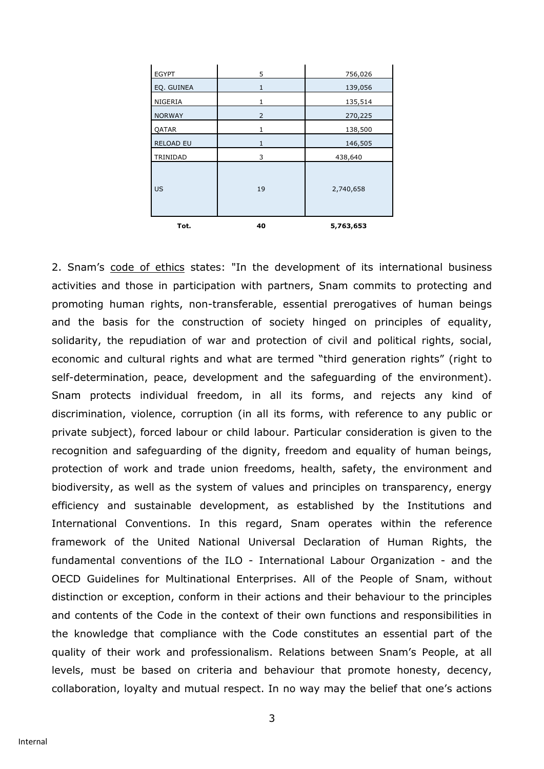| | | |
|---|---|---|
| EGYPT | 5 | 756,026 |
| EQ. GUINEA | 1 | 139,056 |
| NIGERIA | 1 | 135,514 |
| NORWAY | 2 | 270,225 |
| QATAR | 1 | 138,500 |
| RELOAD EU | 1 | 146,505 |
| TRINIDAD | 3 | 438,640 |
| US | 19 | 2,740,658 |
| **Tot.** | **40** | **5,763,653** |

2. Snam's code of ethics states: "In the development of its international business activities and those in participation with partners, Snam commits to protecting and promoting human rights, non-transferable, essential prerogatives of human beings and the basis for the construction of society hinged on principles of equality, solidarity, the repudiation of war and protection of civil and political rights, social, economic and cultural rights and what are termed "third generation rights" (right to self-determination, peace, development and the safeguarding of the environment). Snam protects individual freedom, in all its forms, and rejects any kind of discrimination, violence, corruption (in all its forms, with reference to any public or private subject), forced labour or child labour. Particular consideration is given to the recognition and safeguarding of the dignity, freedom and equality of human beings, protection of work and trade union freedoms, health, safety, the environment and biodiversity, as well as the system of values and principles on transparency, energy efficiency and sustainable development, as established by the Institutions and International Conventions. In this regard, Snam operates within the reference framework of the United National Universal Declaration of Human Rights, the fundamental conventions of the ILO - International Labour Organization - and the OECD Guidelines for Multinational Enterprises. All of the People of Snam, without distinction or exception, conform in their actions and their behaviour to the principles and contents of the Code in the context of their own functions and responsibilities in the knowledge that compliance with the Code constitutes an essential part of the quality of their work and professionalism. Relations between Snam's People, at all levels, must be based on criteria and behaviour that promote honesty, decency, collaboration, loyalty and mutual respect. In no way may the belief that one's actions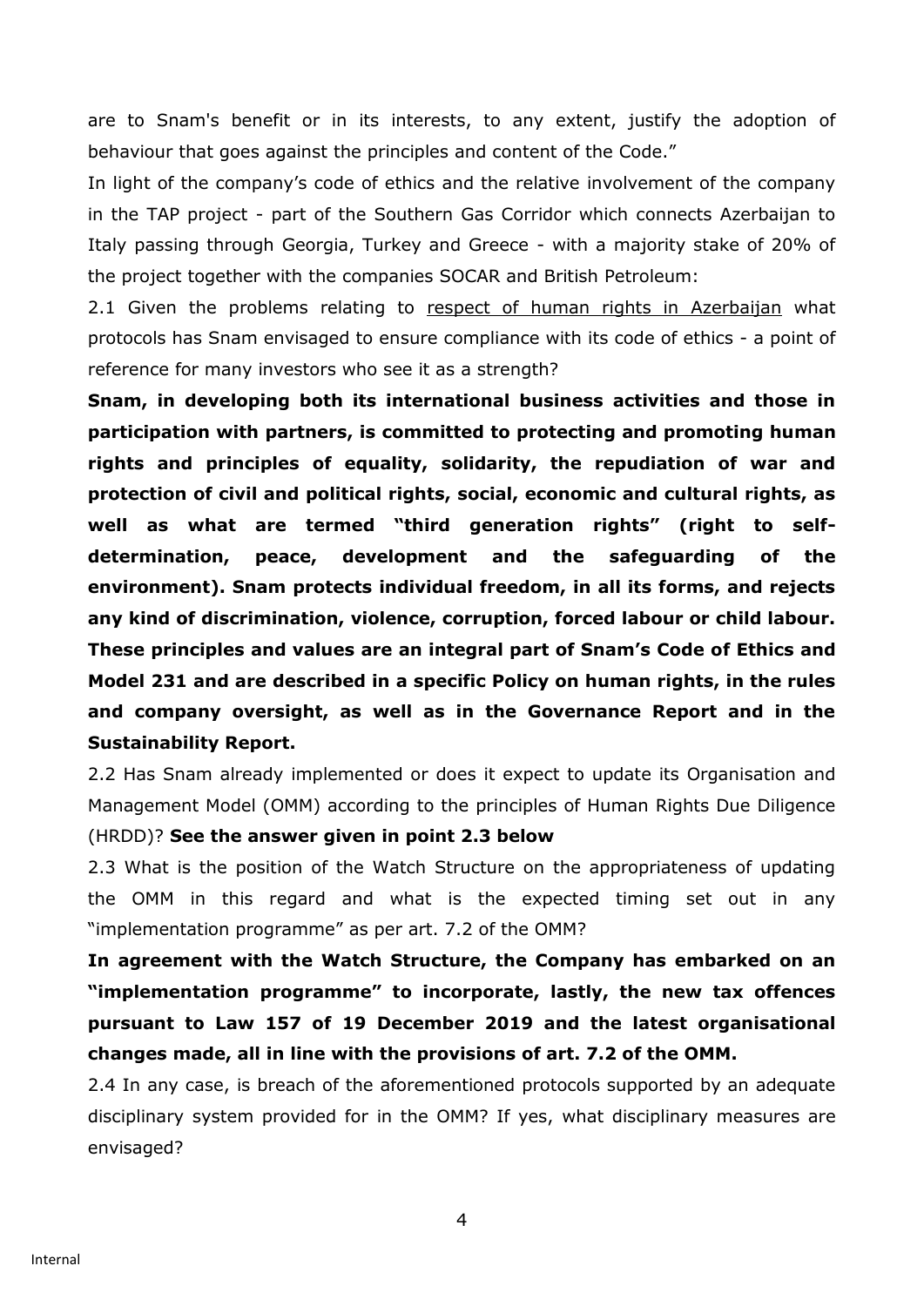are to Snam's benefit or in its interests, to any extent, justify the adoption of behaviour that goes against the principles and content of the Code."

In light of the company's code of ethics and the relative involvement of the company in the TAP project - part of the Southern Gas Corridor which connects Azerbaijan to Italy passing through Georgia, Turkey and Greece - with a majority stake of 20% of the project together with the companies SOCAR and British Petroleum:

2.1 Given the problems relating to respect of human rights in Azerbaijan what protocols has Snam envisaged to ensure compliance with its code of ethics - a point of reference for many investors who see it as a strength?

**Snam, in developing both its international business activities and those in participation with partners, is committed to protecting and promoting human rights and principles of equality, solidarity, the repudiation of war and protection of civil and political rights, social, economic and cultural rights, as well as what are termed "third generation rights" (right to self-determination, peace, development and the safeguarding of the environment). Snam protects individual freedom, in all its forms, and rejects any kind of discrimination, violence, corruption, forced labour or child labour. These principles and values are an integral part of Snam's Code of Ethics and Model 231 and are described in a specific Policy on human rights, in the rules and company oversight, as well as in the Governance Report and in the Sustainability Report.**

2.2 Has Snam already implemented or does it expect to update its Organisation and Management Model (OMM) according to the principles of Human Rights Due Diligence (HRDD)? **See the answer given in point 2.3 below**

2.3 What is the position of the Watch Structure on the appropriateness of updating the OMM in this regard and what is the expected timing set out in any "implementation programme" as per art. 7.2 of the OMM?

**In agreement with the Watch Structure, the Company has embarked on an "implementation programme" to incorporate, lastly, the new tax offences pursuant to Law 157 of 19 December 2019 and the latest organisational changes made, all in line with the provisions of art. 7.2 of the OMM.**

2.4 In any case, is breach of the aforementioned protocols supported by an adequate disciplinary system provided for in the OMM? If yes, what disciplinary measures are envisaged?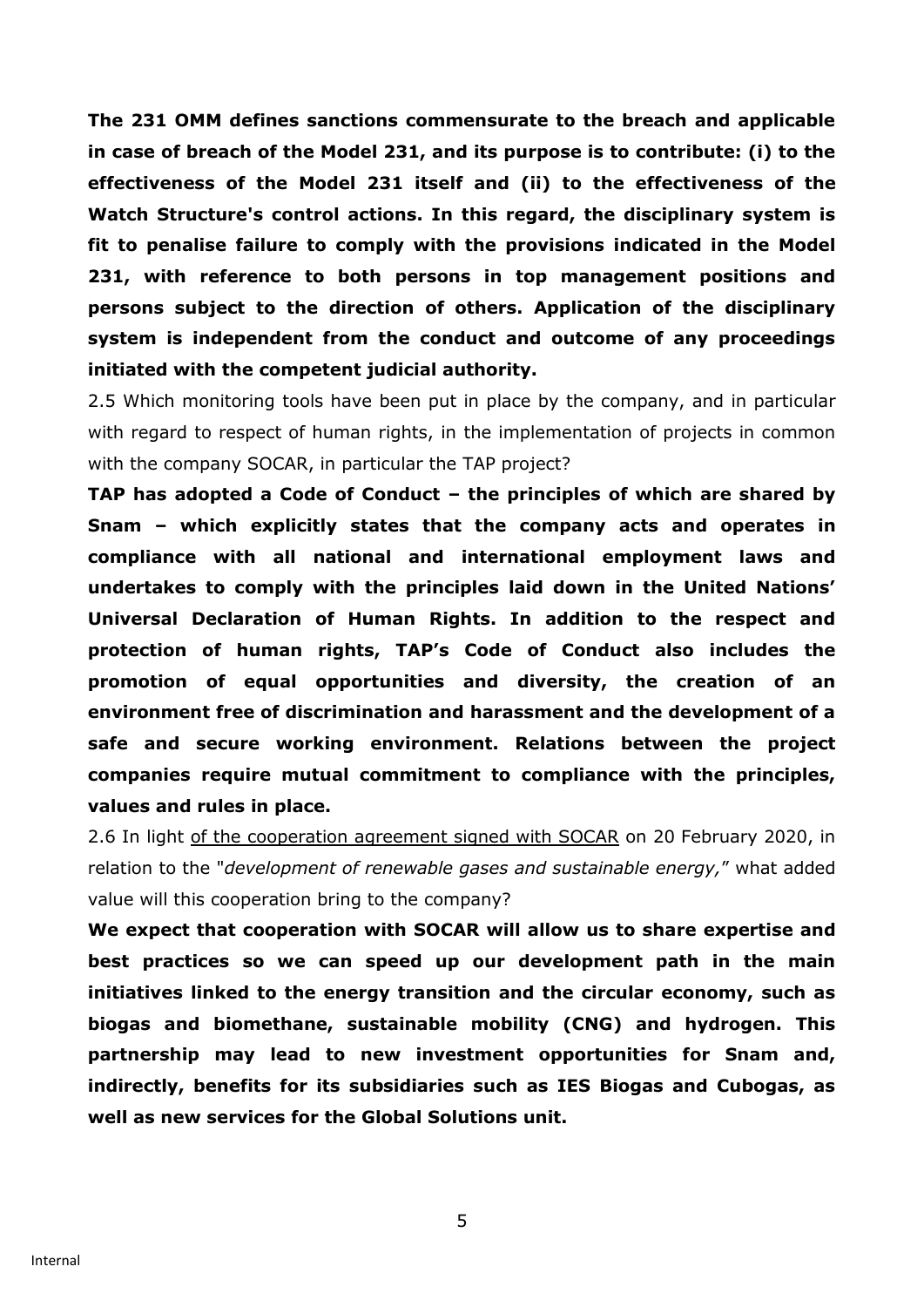**The 231 OMM defines sanctions commensurate to the breach and applicable in case of breach of the Model 231, and its purpose is to contribute: (i) to the effectiveness of the Model 231 itself and (ii) to the effectiveness of the Watch Structure's control actions. In this regard, the disciplinary system is fit to penalise failure to comply with the provisions indicated in the Model 231, with reference to both persons in top management positions and persons subject to the direction of others. Application of the disciplinary system is independent from the conduct and outcome of any proceedings initiated with the competent judicial authority.**

2.5 Which monitoring tools have been put in place by the company, and in particular with regard to respect of human rights, in the implementation of projects in common with the company SOCAR, in particular the TAP project?

**TAP has adopted a Code of Conduct – the principles of which are shared by Snam – which explicitly states that the company acts and operates in compliance with all national and international employment laws and undertakes to comply with the principles laid down in the United Nations' Universal Declaration of Human Rights. In addition to the respect and protection of human rights, TAP's Code of Conduct also includes the promotion of equal opportunities and diversity, the creation of an environment free of discrimination and harassment and the development of a safe and secure working environment. Relations between the project companies require mutual commitment to compliance with the principles, values and rules in place.**

2.6 In light of the cooperation agreement signed with SOCAR on 20 February 2020, in relation to the "*development of renewable gases and sustainable energy,*" what added value will this cooperation bring to the company?

**We expect that cooperation with SOCAR will allow us to share expertise and best practices so we can speed up our development path in the main initiatives linked to the energy transition and the circular economy, such as biogas and biomethane, sustainable mobility (CNG) and hydrogen. This partnership may lead to new investment opportunities for Snam and, indirectly, benefits for its subsidiaries such as IES Biogas and Cubogas, as well as new services for the Global Solutions unit.**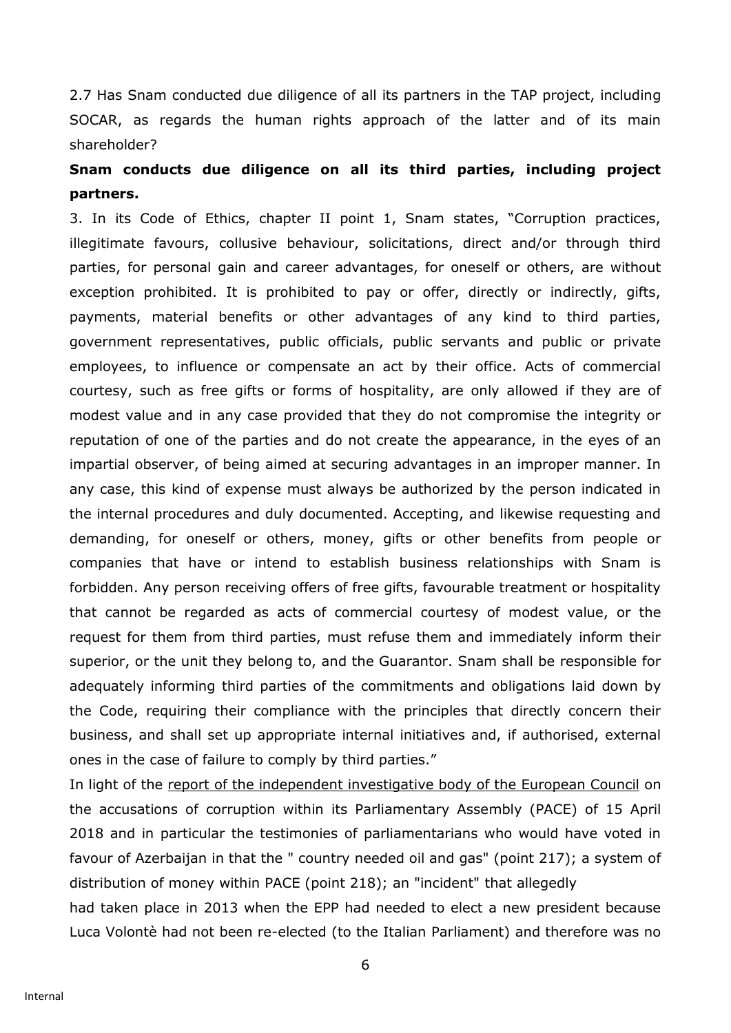2.7 Has Snam conducted due diligence of all its partners in the TAP project, including SOCAR, as regards the human rights approach of the latter and of its main shareholder?

**Snam conducts due diligence on all its third parties, including project partners.**

3. In its Code of Ethics, chapter II point 1, Snam states, "Corruption practices, illegitimate favours, collusive behaviour, solicitations, direct and/or through third parties, for personal gain and career advantages, for oneself or others, are without exception prohibited. It is prohibited to pay or offer, directly or indirectly, gifts, payments, material benefits or other advantages of any kind to third parties, government representatives, public officials, public servants and public or private employees, to influence or compensate an act by their office. Acts of commercial courtesy, such as free gifts or forms of hospitality, are only allowed if they are of modest value and in any case provided that they do not compromise the integrity or reputation of one of the parties and do not create the appearance, in the eyes of an impartial observer, of being aimed at securing advantages in an improper manner. In any case, this kind of expense must always be authorized by the person indicated in the internal procedures and duly documented. Accepting, and likewise requesting and demanding, for oneself or others, money, gifts or other benefits from people or companies that have or intend to establish business relationships with Snam is forbidden. Any person receiving offers of free gifts, favourable treatment or hospitality that cannot be regarded as acts of commercial courtesy of modest value, or the request for them from third parties, must refuse them and immediately inform their superior, or the unit they belong to, and the Guarantor. Snam shall be responsible for adequately informing third parties of the commitments and obligations laid down by the Code, requiring their compliance with the principles that directly concern their business, and shall set up appropriate internal initiatives and, if authorised, external ones in the case of failure to comply by third parties."

In light of the report of the independent investigative body of the European Council on the accusations of corruption within its Parliamentary Assembly (PACE) of 15 April 2018 and in particular the testimonies of parliamentarians who would have voted in favour of Azerbaijan in that the " country needed oil and gas" (point 217); a system of distribution of money within PACE (point 218); an "incident" that allegedly had taken place in 2013 when the EPP had needed to elect a new president because Luca Volontè had not been re-elected (to the Italian Parliament) and therefore was no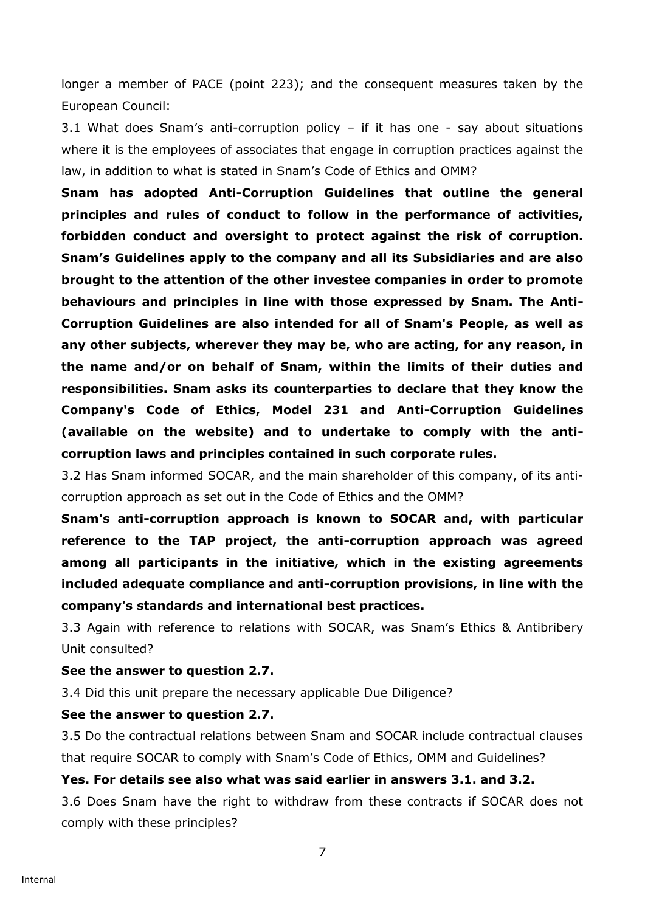longer a member of PACE (point 223); and the consequent measures taken by the European Council:

3.1 What does Snam's anti-corruption policy – if it has one - say about situations where it is the employees of associates that engage in corruption practices against the law, in addition to what is stated in Snam's Code of Ethics and OMM?

**Snam has adopted Anti-Corruption Guidelines that outline the general principles and rules of conduct to follow in the performance of activities, forbidden conduct and oversight to protect against the risk of corruption. Snam's Guidelines apply to the company and all its Subsidiaries and are also brought to the attention of the other investee companies in order to promote behaviours and principles in line with those expressed by Snam. The Anti-Corruption Guidelines are also intended for all of Snam's People, as well as any other subjects, wherever they may be, who are acting, for any reason, in the name and/or on behalf of Snam, within the limits of their duties and responsibilities. Snam asks its counterparties to declare that they know the Company's Code of Ethics, Model 231 and Anti-Corruption Guidelines (available on the website) and to undertake to comply with the anti-corruption laws and principles contained in such corporate rules.**

3.2 Has Snam informed SOCAR, and the main shareholder of this company, of its anti-corruption approach as set out in the Code of Ethics and the OMM?

**Snam's anti-corruption approach is known to SOCAR and, with particular reference to the TAP project, the anti-corruption approach was agreed among all participants in the initiative, which in the existing agreements included adequate compliance and anti-corruption provisions, in line with the company's standards and international best practices.**

3.3 Again with reference to relations with SOCAR, was Snam's Ethics & Antibribery Unit consulted?

**See the answer to question 2.7.**

3.4 Did this unit prepare the necessary applicable Due Diligence?

**See the answer to question 2.7.**

3.5 Do the contractual relations between Snam and SOCAR include contractual clauses that require SOCAR to comply with Snam's Code of Ethics, OMM and Guidelines?

**Yes. For details see also what was said earlier in answers 3.1. and 3.2.**

3.6 Does Snam have the right to withdraw from these contracts if SOCAR does not comply with these principles?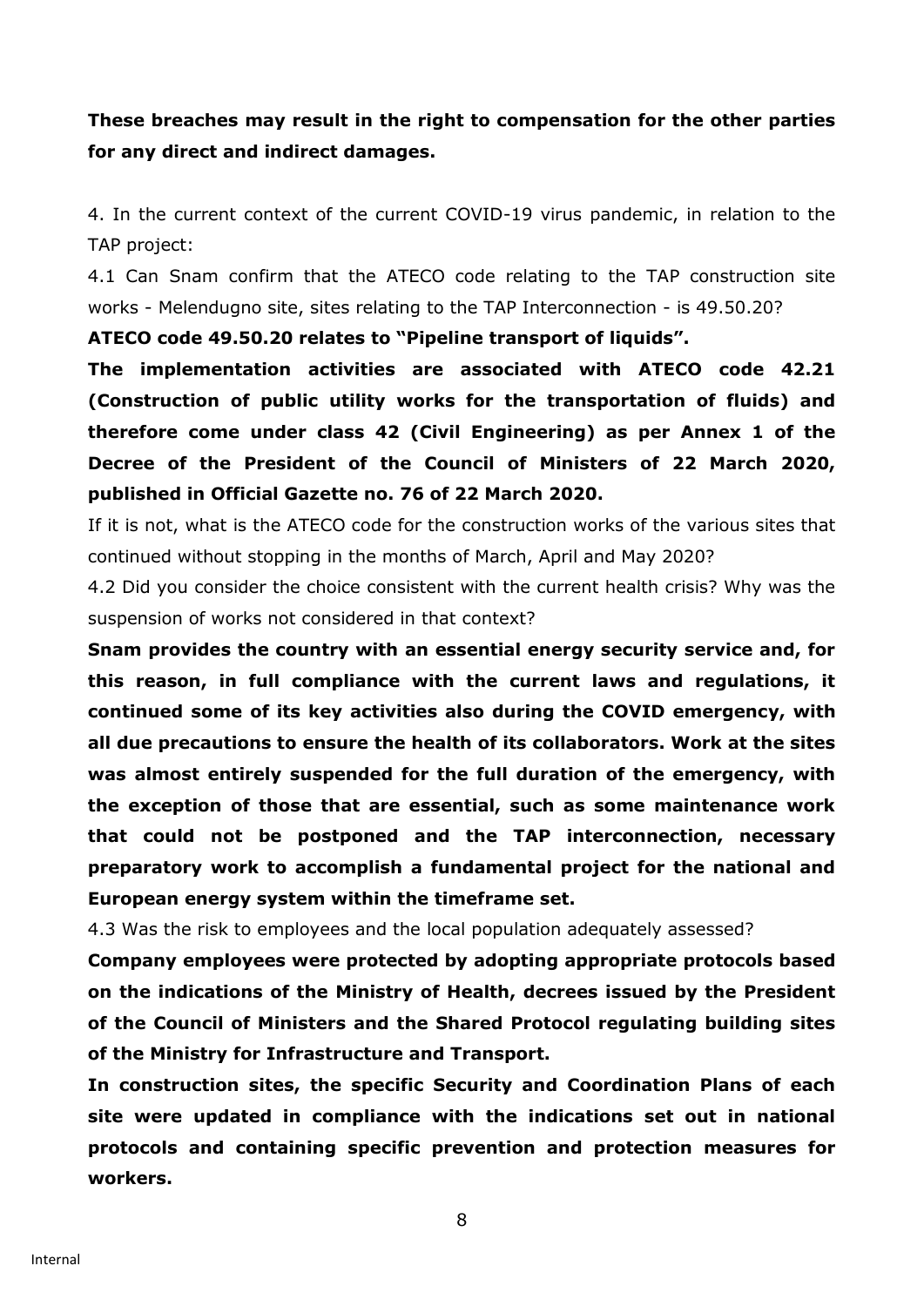**These breaches may result in the right to compensation for the other parties for any direct and indirect damages.**

4. In the current context of the current COVID-19 virus pandemic, in relation to the TAP project:

4.1 Can Snam confirm that the ATECO code relating to the TAP construction site works - Melendugno site, sites relating to the TAP Interconnection - is 49.50.20?

**ATECO code 49.50.20 relates to "Pipeline transport of liquids".**

**The implementation activities are associated with ATECO code 42.21 (Construction of public utility works for the transportation of fluids) and therefore come under class 42 (Civil Engineering) as per Annex 1 of the Decree of the President of the Council of Ministers of 22 March 2020, published in Official Gazette no. 76 of 22 March 2020.**

If it is not, what is the ATECO code for the construction works of the various sites that continued without stopping in the months of March, April and May 2020?

4.2 Did you consider the choice consistent with the current health crisis? Why was the suspension of works not considered in that context?

**Snam provides the country with an essential energy security service and, for this reason, in full compliance with the current laws and regulations, it continued some of its key activities also during the COVID emergency, with all due precautions to ensure the health of its collaborators. Work at the sites was almost entirely suspended for the full duration of the emergency, with the exception of those that are essential, such as some maintenance work that could not be postponed and the TAP interconnection, necessary preparatory work to accomplish a fundamental project for the national and European energy system within the timeframe set.**

4.3 Was the risk to employees and the local population adequately assessed?

**Company employees were protected by adopting appropriate protocols based on the indications of the Ministry of Health, decrees issued by the President of the Council of Ministers and the Shared Protocol regulating building sites of the Ministry for Infrastructure and Transport.**

**In construction sites, the specific Security and Coordination Plans of each site were updated in compliance with the indications set out in national protocols and containing specific prevention and protection measures for workers.**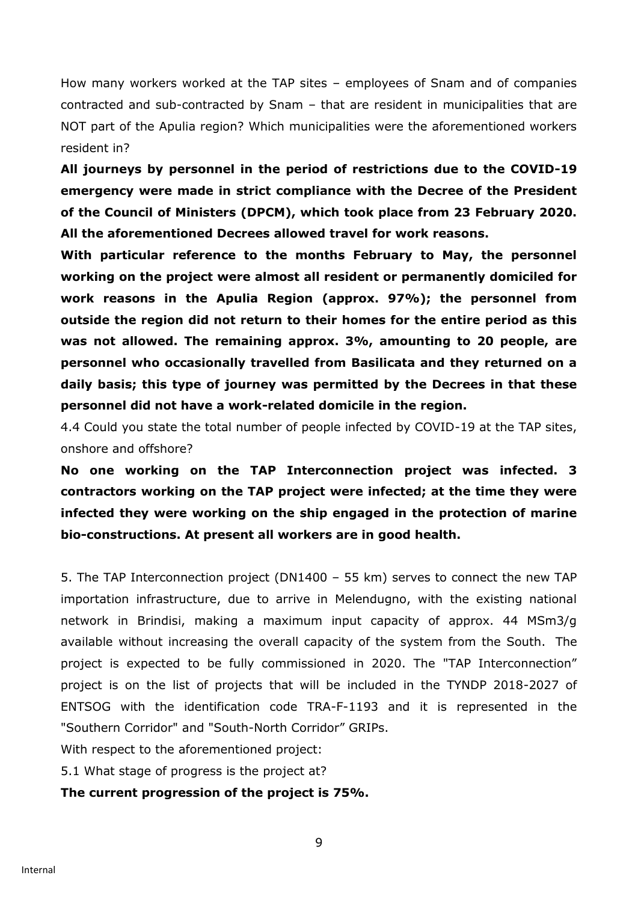How many workers worked at the TAP sites – employees of Snam and of companies contracted and sub-contracted by Snam – that are resident in municipalities that are NOT part of the Apulia region? Which municipalities were the aforementioned workers resident in?

**All journeys by personnel in the period of restrictions due to the COVID-19 emergency were made in strict compliance with the Decree of the President of the Council of Ministers (DPCM), which took place from 23 February 2020. All the aforementioned Decrees allowed travel for work reasons.**

**With particular reference to the months February to May, the personnel working on the project were almost all resident or permanently domiciled for work reasons in the Apulia Region (approx. 97%); the personnel from outside the region did not return to their homes for the entire period as this was not allowed. The remaining approx. 3%, amounting to 20 people, are personnel who occasionally travelled from Basilicata and they returned on a daily basis; this type of journey was permitted by the Decrees in that these personnel did not have a work-related domicile in the region.**

4.4 Could you state the total number of people infected by COVID-19 at the TAP sites, onshore and offshore?

**No one working on the TAP Interconnection project was infected. 3 contractors working on the TAP project were infected; at the time they were infected they were working on the ship engaged in the protection of marine bio-constructions. At present all workers are in good health.**

5. The TAP Interconnection project (DN1400 – 55 km) serves to connect the new TAP importation infrastructure, due to arrive in Melendugno, with the existing national network in Brindisi, making a maximum input capacity of approx. 44 MSm3/g available without increasing the overall capacity of the system from the South. The project is expected to be fully commissioned in 2020. The "TAP Interconnection" project is on the list of projects that will be included in the TYNDP 2018-2027 of ENTSOG with the identification code TRA-F-1193 and it is represented in the "Southern Corridor" and "South-North Corridor" GRIPs.

With respect to the aforementioned project:

5.1 What stage of progress is the project at?

**The current progression of the project is 75%.**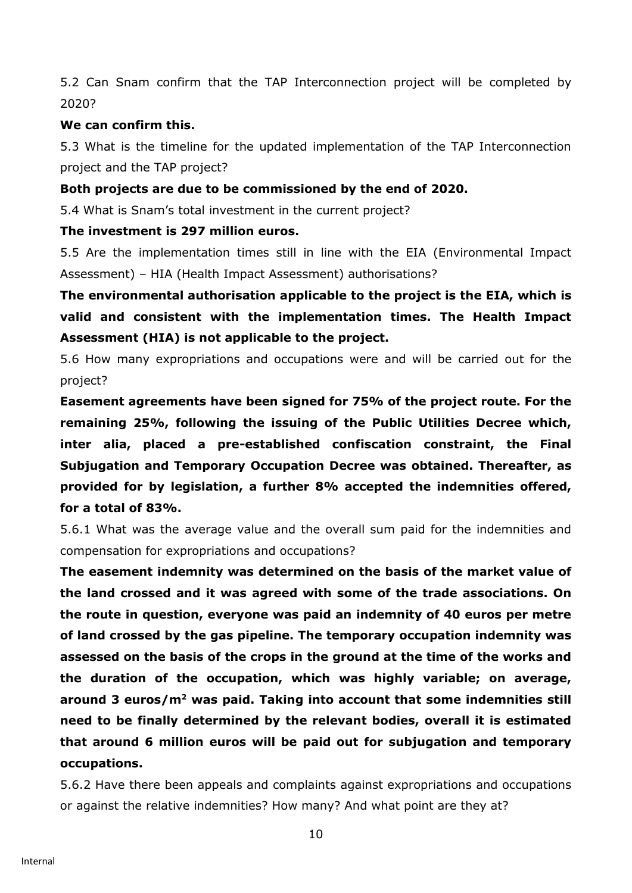5.2 Can Snam confirm that the TAP Interconnection project will be completed by 2020?

**We can confirm this.**

5.3 What is the timeline for the updated implementation of the TAP Interconnection project and the TAP project?

**Both projects are due to be commissioned by the end of 2020.**

5.4 What is Snam's total investment in the current project?

**The investment is 297 million euros.**

5.5 Are the implementation times still in line with the EIA (Environmental Impact Assessment) – HIA (Health Impact Assessment) authorisations?

**The environmental authorisation applicable to the project is the EIA, which is valid and consistent with the implementation times. The Health Impact Assessment (HIA) is not applicable to the project.**

5.6 How many expropriations and occupations were and will be carried out for the project?

**Easement agreements have been signed for 75% of the project route. For the remaining 25%, following the issuing of the Public Utilities Decree which, inter alia, placed a pre-established confiscation constraint, the Final Subjugation and Temporary Occupation Decree was obtained. Thereafter, as provided for by legislation, a further 8% accepted the indemnities offered, for a total of 83%.**

5.6.1 What was the average value and the overall sum paid for the indemnities and compensation for expropriations and occupations?

**The easement indemnity was determined on the basis of the market value of the land crossed and it was agreed with some of the trade associations. On the route in question, everyone was paid an indemnity of 40 euros per metre of land crossed by the gas pipeline. The temporary occupation indemnity was assessed on the basis of the crops in the ground at the time of the works and the duration of the occupation, which was highly variable; on average, around 3 euros/m$^2$ was paid. Taking into account that some indemnities still need to be finally determined by the relevant bodies, overall it is estimated that around 6 million euros will be paid out for subjugation and temporary occupations.**

5.6.2 Have there been appeals and complaints against expropriations and occupations or against the relative indemnities? How many? And what point are they at?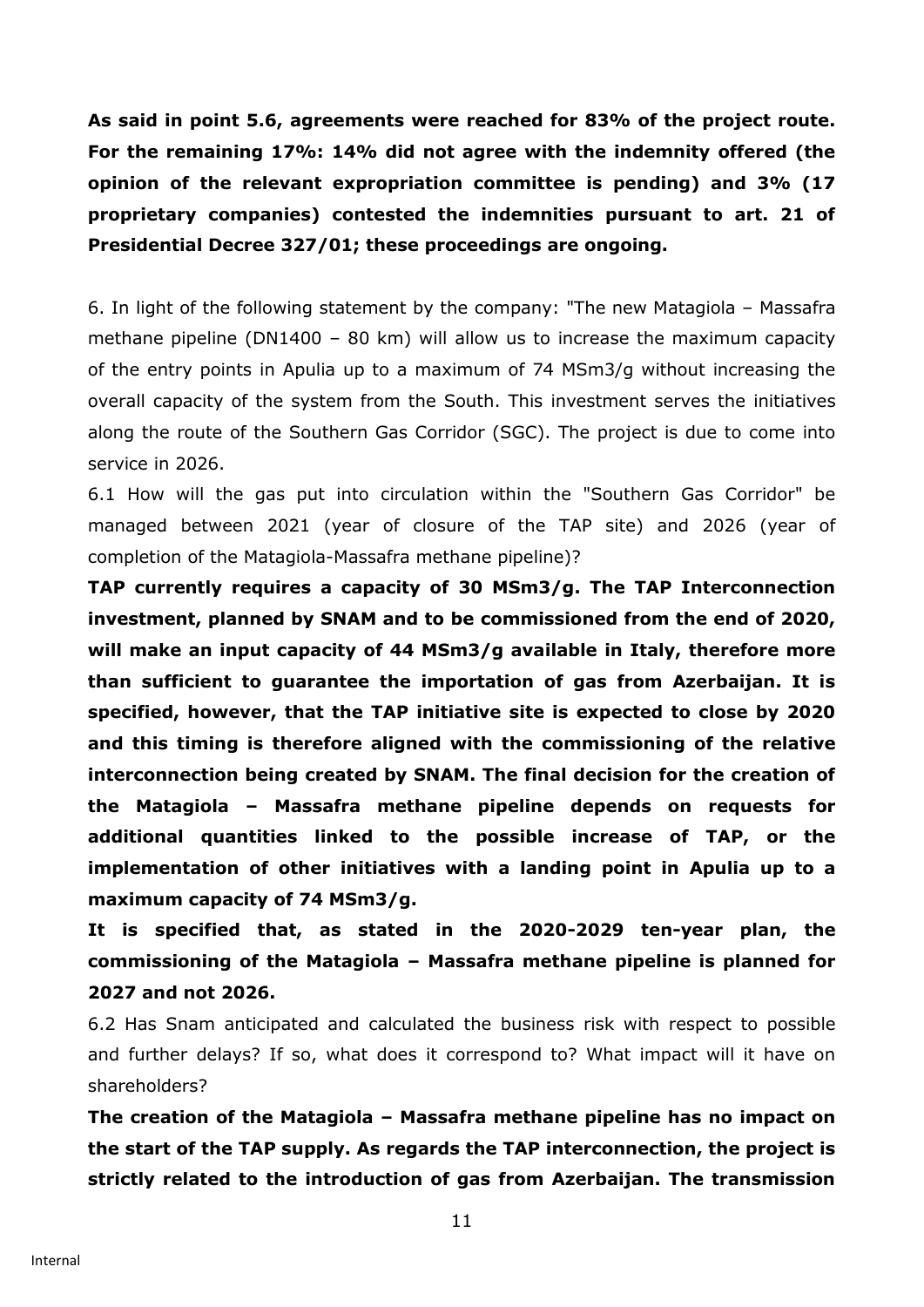**As said in point 5.6, agreements were reached for 83% of the project route. For the remaining 17%: 14% did not agree with the indemnity offered (the opinion of the relevant expropriation committee is pending) and 3% (17 proprietary companies) contested the indemnities pursuant to art. 21 of Presidential Decree 327/01; these proceedings are ongoing.**

6. In light of the following statement by the company: "The new Matagiola – Massafra methane pipeline (DN1400 – 80 km) will allow us to increase the maximum capacity of the entry points in Apulia up to a maximum of 74 MSm3/g without increasing the overall capacity of the system from the South. This investment serves the initiatives along the route of the Southern Gas Corridor (SGC). The project is due to come into service in 2026.

6.1 How will the gas put into circulation within the "Southern Gas Corridor" be managed between 2021 (year of closure of the TAP site) and 2026 (year of completion of the Matagiola-Massafra methane pipeline)?

**TAP currently requires a capacity of 30 MSm3/g. The TAP Interconnection investment, planned by SNAM and to be commissioned from the end of 2020, will make an input capacity of 44 MSm3/g available in Italy, therefore more than sufficient to guarantee the importation of gas from Azerbaijan. It is specified, however, that the TAP initiative site is expected to close by 2020 and this timing is therefore aligned with the commissioning of the relative interconnection being created by SNAM. The final decision for the creation of the Matagiola – Massafra methane pipeline depends on requests for additional quantities linked to the possible increase of TAP, or the implementation of other initiatives with a landing point in Apulia up to a maximum capacity of 74 MSm3/g.**

**It is specified that, as stated in the 2020-2029 ten-year plan, the commissioning of the Matagiola – Massafra methane pipeline is planned for 2027 and not 2026.**

6.2 Has Snam anticipated and calculated the business risk with respect to possible and further delays? If so, what does it correspond to? What impact will it have on shareholders?

**The creation of the Matagiola – Massafra methane pipeline has no impact on the start of the TAP supply. As regards the TAP interconnection, the project is strictly related to the introduction of gas from Azerbaijan. The transmission**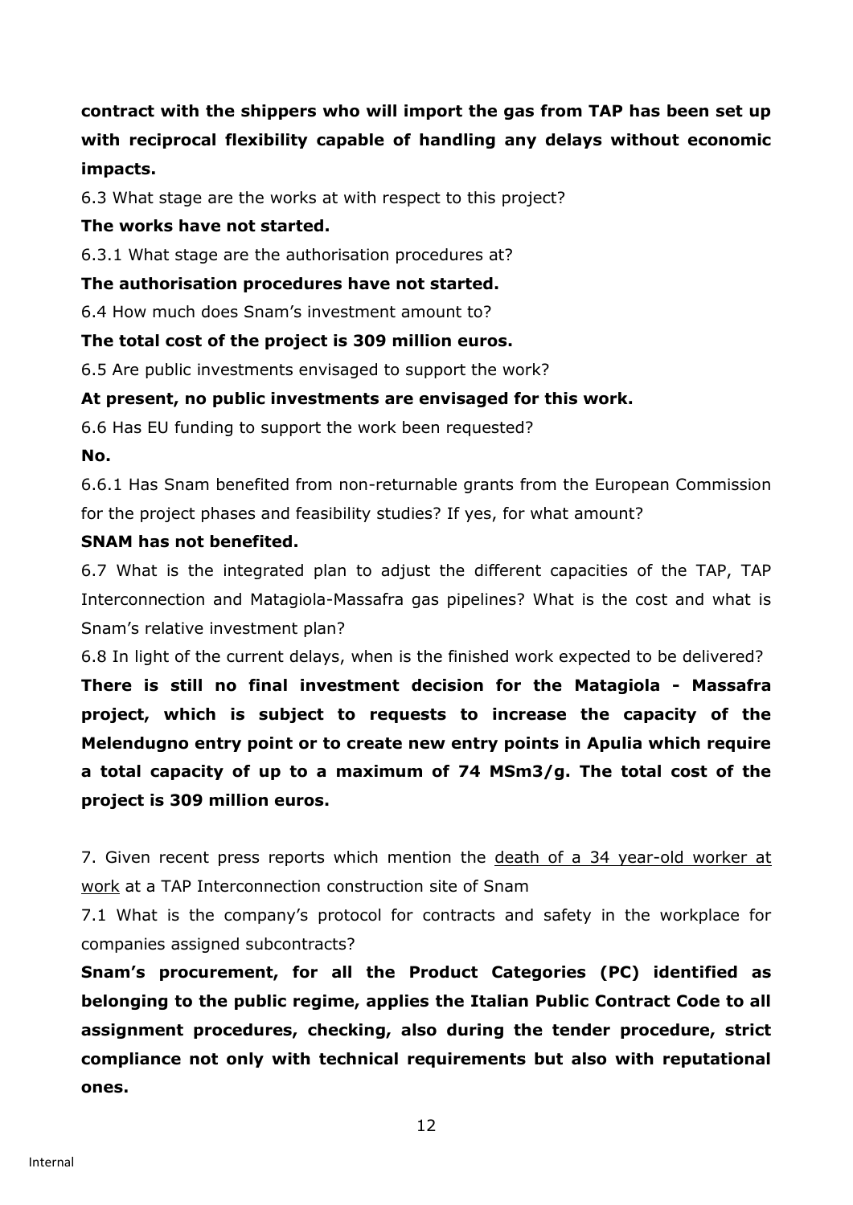**contract with the shippers who will import the gas from TAP has been set up with reciprocal flexibility capable of handling any delays without economic impacts.**

6.3 What stage are the works at with respect to this project?

**The works have not started.**

6.3.1 What stage are the authorisation procedures at?

**The authorisation procedures have not started.**

6.4 How much does Snam's investment amount to?

**The total cost of the project is 309 million euros.**

6.5 Are public investments envisaged to support the work?

**At present, no public investments are envisaged for this work.**

6.6 Has EU funding to support the work been requested?

**No.**

6.6.1 Has Snam benefited from non-returnable grants from the European Commission for the project phases and feasibility studies? If yes, for what amount?

**SNAM has not benefited.**

6.7 What is the integrated plan to adjust the different capacities of the TAP, TAP Interconnection and Matagiola-Massafra gas pipelines? What is the cost and what is Snam's relative investment plan?

6.8 In light of the current delays, when is the finished work expected to be delivered?

**There is still no final investment decision for the Matagiola - Massafra project, which is subject to requests to increase the capacity of the Melendugno entry point or to create new entry points in Apulia which require a total capacity of up to a maximum of 74 MSm3/g. The total cost of the project is 309 million euros.**

7. Given recent press reports which mention the death of a 34 year-old worker at work at a TAP Interconnection construction site of Snam

7.1 What is the company's protocol for contracts and safety in the workplace for companies assigned subcontracts?

**Snam's procurement, for all the Product Categories (PC) identified as belonging to the public regime, applies the Italian Public Contract Code to all assignment procedures, checking, also during the tender procedure, strict compliance not only with technical requirements but also with reputational ones.**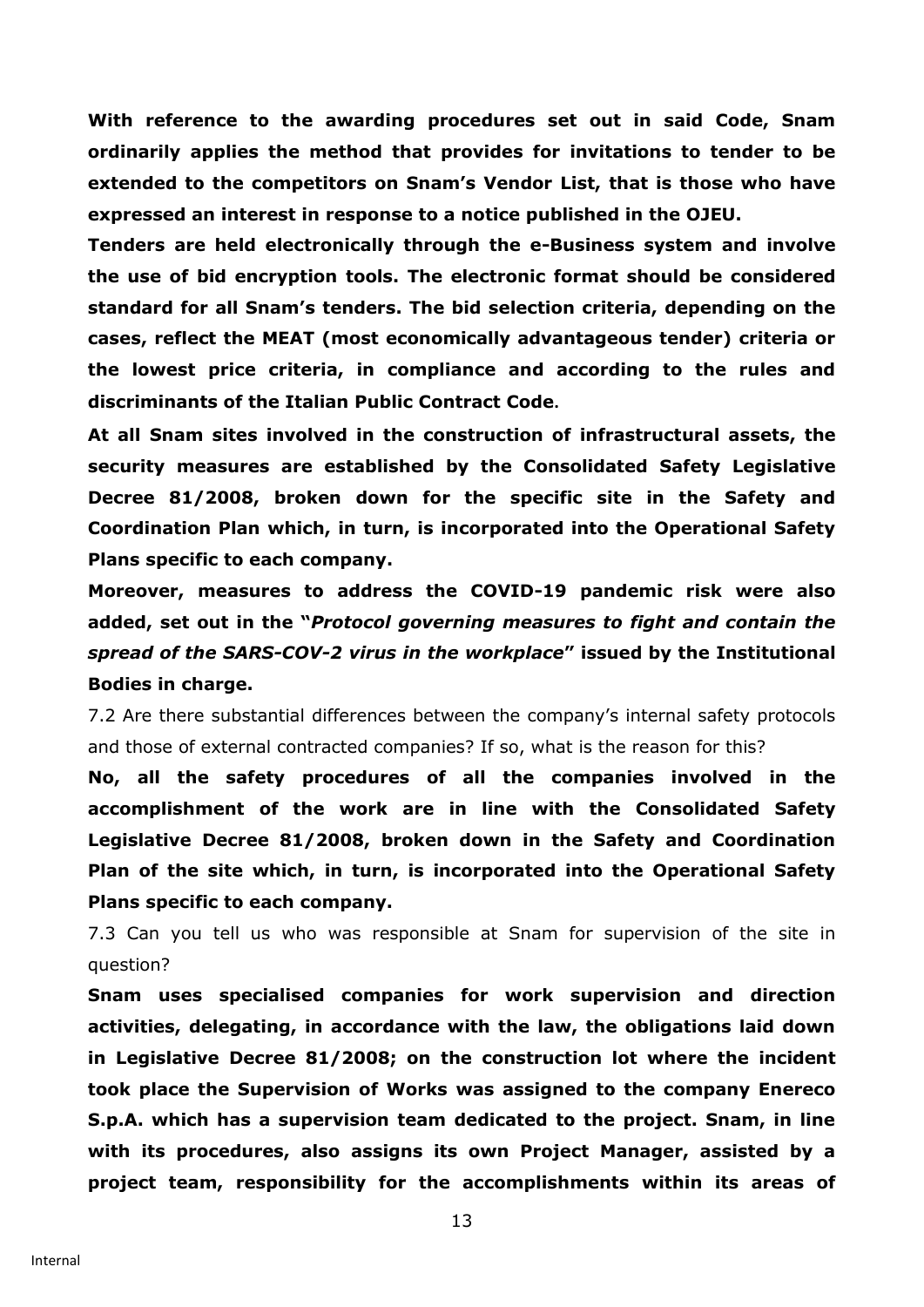**With reference to the awarding procedures set out in said Code, Snam ordinarily applies the method that provides for invitations to tender to be extended to the competitors on Snam's Vendor List, that is those who have expressed an interest in response to a notice published in the OJEU.**

**Tenders are held electronically through the e-Business system and involve the use of bid encryption tools. The electronic format should be considered standard for all Snam's tenders. The bid selection criteria, depending on the cases, reflect the MEAT (most economically advantageous tender) criteria or the lowest price criteria, in compliance and according to the rules and discriminants of the Italian Public Contract Code.**

**At all Snam sites involved in the construction of infrastructural assets, the security measures are established by the Consolidated Safety Legislative Decree 81/2008, broken down for the specific site in the Safety and Coordination Plan which, in turn, is incorporated into the Operational Safety Plans specific to each company.**

**Moreover, measures to address the COVID-19 pandemic risk were also added, set out in the "*Protocol governing measures to fight and contain the spread of the SARS-COV-2 virus in the workplace*" issued by the Institutional Bodies in charge.**

7.2 Are there substantial differences between the company's internal safety protocols and those of external contracted companies? If so, what is the reason for this?

**No, all the safety procedures of all the companies involved in the accomplishment of the work are in line with the Consolidated Safety Legislative Decree 81/2008, broken down in the Safety and Coordination Plan of the site which, in turn, is incorporated into the Operational Safety Plans specific to each company.**

7.3 Can you tell us who was responsible at Snam for supervision of the site in question?

**Snam uses specialised companies for work supervision and direction activities, delegating, in accordance with the law, the obligations laid down in Legislative Decree 81/2008; on the construction lot where the incident took place the Supervision of Works was assigned to the company Enereco S.p.A. which has a supervision team dedicated to the project. Snam, in line with its procedures, also assigns its own Project Manager, assisted by a project team, responsibility for the accomplishments within its areas of**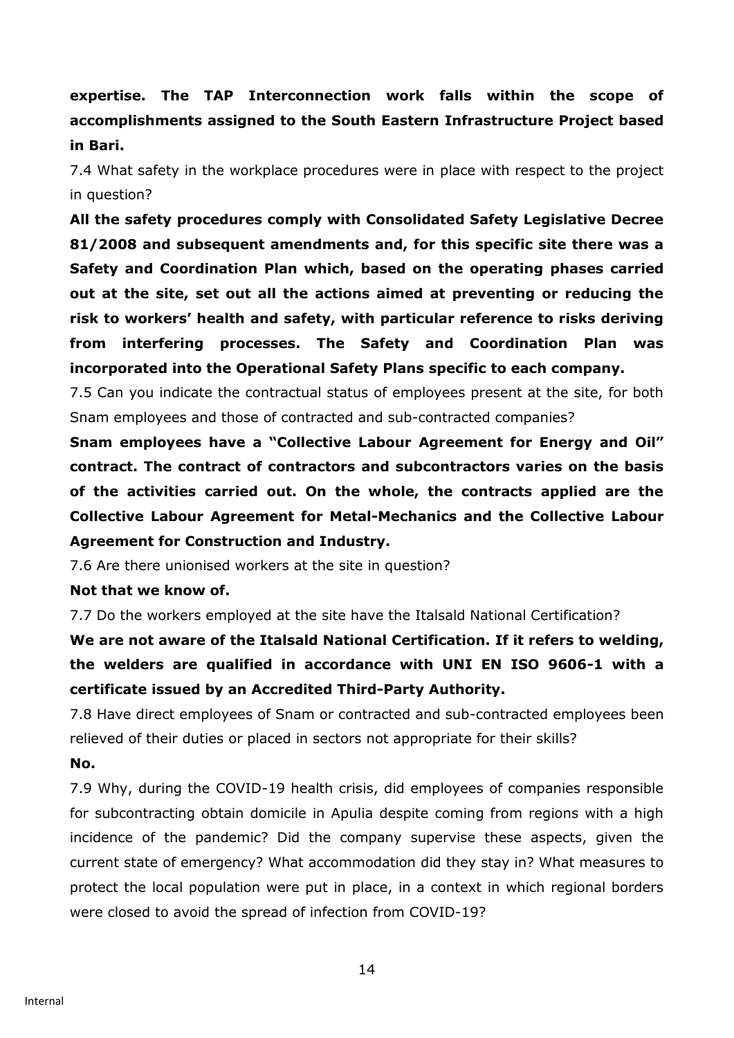**expertise. The TAP Interconnection work falls within the scope of accomplishments assigned to the South Eastern Infrastructure Project based in Bari.**

7.4 What safety in the workplace procedures were in place with respect to the project in question?

**All the safety procedures comply with Consolidated Safety Legislative Decree 81/2008 and subsequent amendments and, for this specific site there was a Safety and Coordination Plan which, based on the operating phases carried out at the site, set out all the actions aimed at preventing or reducing the risk to workers' health and safety, with particular reference to risks deriving from interfering processes. The Safety and Coordination Plan was incorporated into the Operational Safety Plans specific to each company.**

7.5 Can you indicate the contractual status of employees present at the site, for both Snam employees and those of contracted and sub-contracted companies?

**Snam employees have a "Collective Labour Agreement for Energy and Oil" contract. The contract of contractors and subcontractors varies on the basis of the activities carried out. On the whole, the contracts applied are the Collective Labour Agreement for Metal-Mechanics and the Collective Labour Agreement for Construction and Industry.**

7.6 Are there unionised workers at the site in question?

**Not that we know of.**

7.7 Do the workers employed at the site have the Italsald National Certification?

**We are not aware of the Italsald National Certification. If it refers to welding, the welders are qualified in accordance with UNI EN ISO 9606-1 with a certificate issued by an Accredited Third-Party Authority.**

7.8 Have direct employees of Snam or contracted and sub-contracted employees been relieved of their duties or placed in sectors not appropriate for their skills?

**No.**

7.9 Why, during the COVID-19 health crisis, did employees of companies responsible for subcontracting obtain domicile in Apulia despite coming from regions with a high incidence of the pandemic? Did the company supervise these aspects, given the current state of emergency? What accommodation did they stay in? What measures to protect the local population were put in place, in a context in which regional borders were closed to avoid the spread of infection from COVID-19?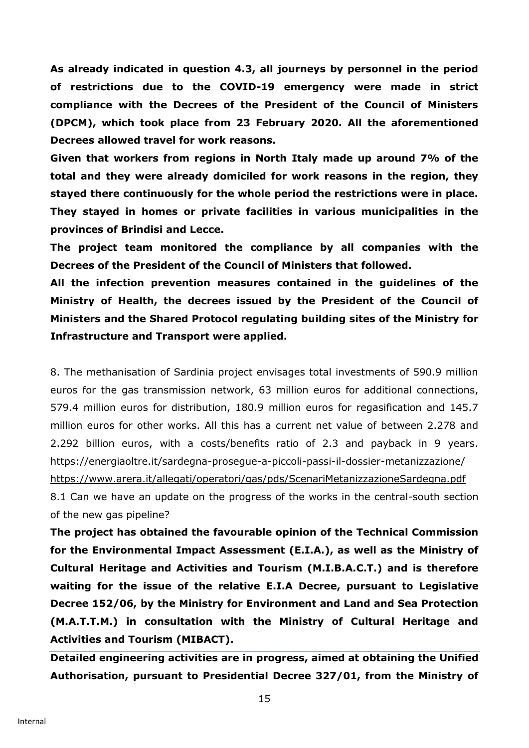**As already indicated in question 4.3, all journeys by personnel in the period of restrictions due to the COVID-19 emergency were made in strict compliance with the Decrees of the President of the Council of Ministers (DPCM), which took place from 23 February 2020. All the aforementioned Decrees allowed travel for work reasons.**

**Given that workers from regions in North Italy made up around 7% of the total and they were already domiciled for work reasons in the region, they stayed there continuously for the whole period the restrictions were in place. They stayed in homes or private facilities in various municipalities in the provinces of Brindisi and Lecce.**

**The project team monitored the compliance by all companies with the Decrees of the President of the Council of Ministers that followed.**

**All the infection prevention measures contained in the guidelines of the Ministry of Health, the decrees issued by the President of the Council of Ministers and the Shared Protocol regulating building sites of the Ministry for Infrastructure and Transport were applied.**

8. The methanisation of Sardinia project envisages total investments of 590.9 million euros for the gas transmission network, 63 million euros for additional connections, 579.4 million euros for distribution, 180.9 million euros for regasification and 145.7 million euros for other works. All this has a current net value of between 2.278 and 2.292 billion euros, with a costs/benefits ratio of 2.3 and payback in 9 years. https://energiaoltre.it/sardegna-prosegue-a-piccoli-passi-il-dossier-metanizzazione/ https://www.arera.it/allegati/operatori/gas/pds/ScenariMetanizzazioneSardegna.pdf

8.1 Can we have an update on the progress of the works in the central-south section of the new gas pipeline?

**The project has obtained the favourable opinion of the Technical Commission for the Environmental Impact Assessment (E.I.A.), as well as the Ministry of Cultural Heritage and Activities and Tourism (M.I.B.A.C.T.) and is therefore waiting for the issue of the relative E.I.A Decree, pursuant to Legislative Decree 152/06, by the Ministry for Environment and Land and Sea Protection (M.A.T.T.M.) in consultation with the Ministry of Cultural Heritage and Activities and Tourism (MIBACT).**

**Detailed engineering activities are in progress, aimed at obtaining the Unified Authorisation, pursuant to Presidential Decree 327/01, from the Ministry of**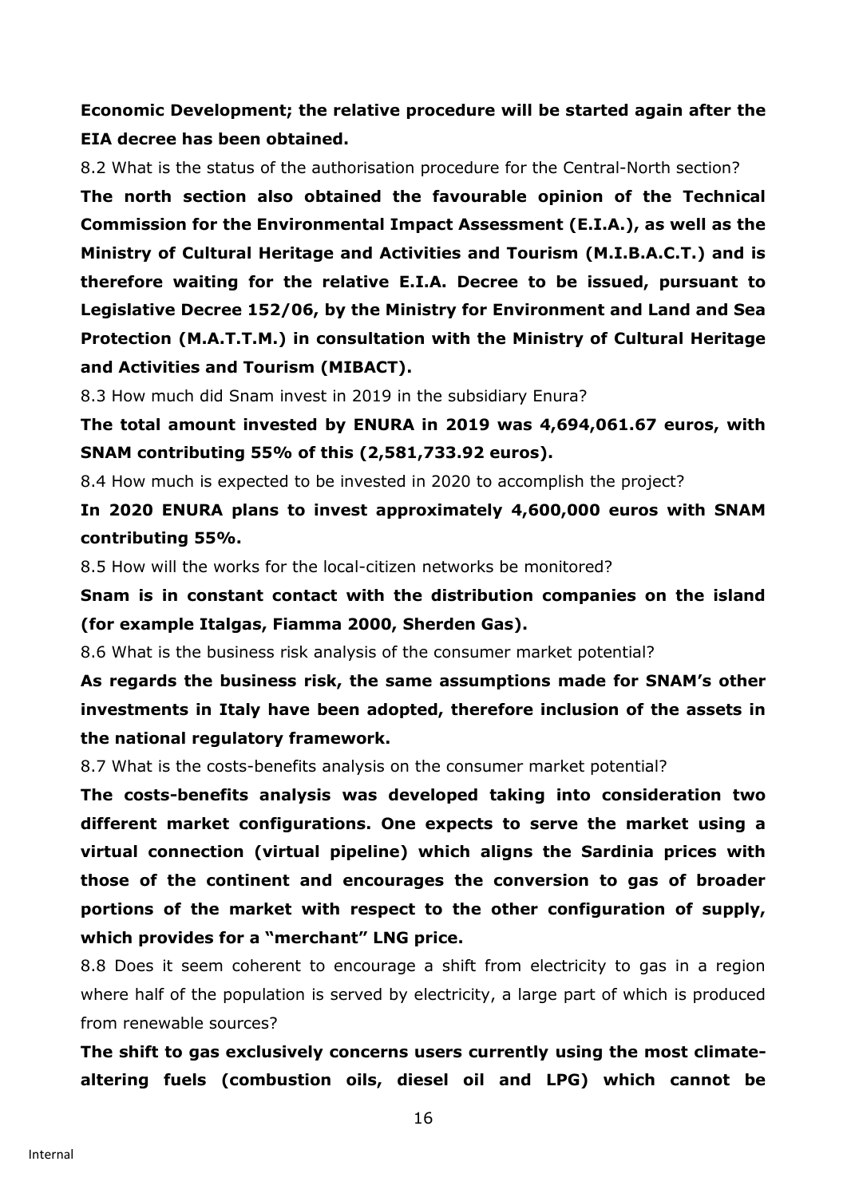**Economic Development; the relative procedure will be started again after the EIA decree has been obtained.**

8.2 What is the status of the authorisation procedure for the Central-North section?

**The north section also obtained the favourable opinion of the Technical Commission for the Environmental Impact Assessment (E.I.A.), as well as the Ministry of Cultural Heritage and Activities and Tourism (M.I.B.A.C.T.) and is therefore waiting for the relative E.I.A. Decree to be issued, pursuant to Legislative Decree 152/06, by the Ministry for Environment and Land and Sea Protection (M.A.T.T.M.) in consultation with the Ministry of Cultural Heritage and Activities and Tourism (MIBACT).**

8.3 How much did Snam invest in 2019 in the subsidiary Enura?

**The total amount invested by ENURA in 2019 was 4,694,061.67 euros, with SNAM contributing 55% of this (2,581,733.92 euros).**

8.4 How much is expected to be invested in 2020 to accomplish the project?

**In 2020 ENURA plans to invest approximately 4,600,000 euros with SNAM contributing 55%.**

8.5 How will the works for the local-citizen networks be monitored?

**Snam is in constant contact with the distribution companies on the island (for example Italgas, Fiamma 2000, Sherden Gas).**

8.6 What is the business risk analysis of the consumer market potential?

**As regards the business risk, the same assumptions made for SNAM's other investments in Italy have been adopted, therefore inclusion of the assets in the national regulatory framework.**

8.7 What is the costs-benefits analysis on the consumer market potential?

**The costs-benefits analysis was developed taking into consideration two different market configurations. One expects to serve the market using a virtual connection (virtual pipeline) which aligns the Sardinia prices with those of the continent and encourages the conversion to gas of broader portions of the market with respect to the other configuration of supply, which provides for a "merchant" LNG price.**

8.8 Does it seem coherent to encourage a shift from electricity to gas in a region where half of the population is served by electricity, a large part of which is produced from renewable sources?

**The shift to gas exclusively concerns users currently using the most climate-altering fuels (combustion oils, diesel oil and LPG) which cannot be**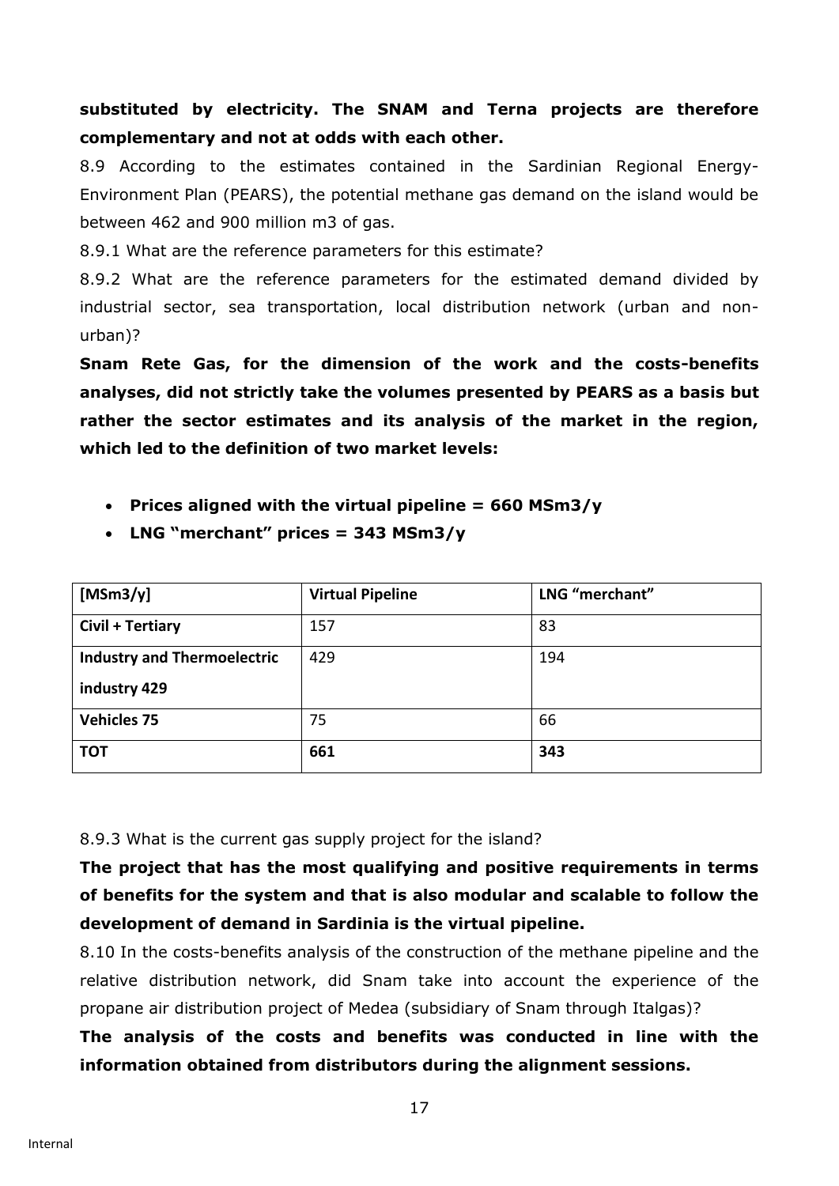**substituted by electricity. The SNAM and Terna projects are therefore complementary and not at odds with each other.**

8.9 According to the estimates contained in the Sardinian Regional Energy-Environment Plan (PEARS), the potential methane gas demand on the island would be between 462 and 900 million m3 of gas.

8.9.1 What are the reference parameters for this estimate?

8.9.2 What are the reference parameters for the estimated demand divided by industrial sector, sea transportation, local distribution network (urban and non-urban)?

**Snam Rete Gas, for the dimension of the work and the costs-benefits analyses, did not strictly take the volumes presented by PEARS as a basis but rather the sector estimates and its analysis of the market in the region, which led to the definition of two market levels:**

- **Prices aligned with the virtual pipeline = 660 MSm3/y**
- **LNG "merchant" prices = 343 MSm3/y**

| [MSm3/y] | Virtual Pipeline | LNG "merchant" |
|---|---|---|
| **Civil + Tertiary** | 157 | 83 |
| **Industry and Thermoelectric industry 429** | 429 | 194 |
| **Vehicles 75** | 75 | 66 |
| **TOT** | **661** | **343** |

8.9.3 What is the current gas supply project for the island?

**The project that has the most qualifying and positive requirements in terms of benefits for the system and that is also modular and scalable to follow the development of demand in Sardinia is the virtual pipeline.**

8.10 In the costs-benefits analysis of the construction of the methane pipeline and the relative distribution network, did Snam take into account the experience of the propane air distribution project of Medea (subsidiary of Snam through Italgas)?

**The analysis of the costs and benefits was conducted in line with the information obtained from distributors during the alignment sessions.**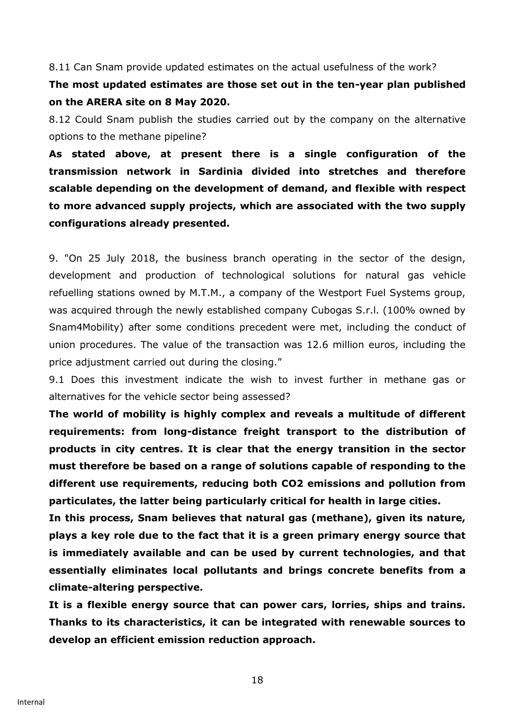8.11 Can Snam provide updated estimates on the actual usefulness of the work?

**The most updated estimates are those set out in the ten-year plan published on the ARERA site on 8 May 2020.**

8.12 Could Snam publish the studies carried out by the company on the alternative options to the methane pipeline?

**As stated above, at present there is a single configuration of the transmission network in Sardinia divided into stretches and therefore scalable depending on the development of demand, and flexible with respect to more advanced supply projects, which are associated with the two supply configurations already presented.**

9. "On 25 July 2018, the business branch operating in the sector of the design, development and production of technological solutions for natural gas vehicle refuelling stations owned by M.T.M., a company of the Westport Fuel Systems group, was acquired through the newly established company Cubogas S.r.l. (100% owned by Snam4Mobility) after some conditions precedent were met, including the conduct of union procedures. The value of the transaction was 12.6 million euros, including the price adjustment carried out during the closing."

9.1 Does this investment indicate the wish to invest further in methane gas or alternatives for the vehicle sector being assessed?

**The world of mobility is highly complex and reveals a multitude of different requirements: from long-distance freight transport to the distribution of products in city centres. It is clear that the energy transition in the sector must therefore be based on a range of solutions capable of responding to the different use requirements, reducing both $CO_2$ emissions and pollution from particulates, the latter being particularly critical for health in large cities.**

**In this process, Snam believes that natural gas (methane), given its nature, plays a key role due to the fact that it is a green primary energy source that is immediately available and can be used by current technologies, and that essentially eliminates local pollutants and brings concrete benefits from a climate-altering perspective.**

**It is a flexible energy source that can power cars, lorries, ships and trains. Thanks to its characteristics, it can be integrated with renewable sources to develop an efficient emission reduction approach.**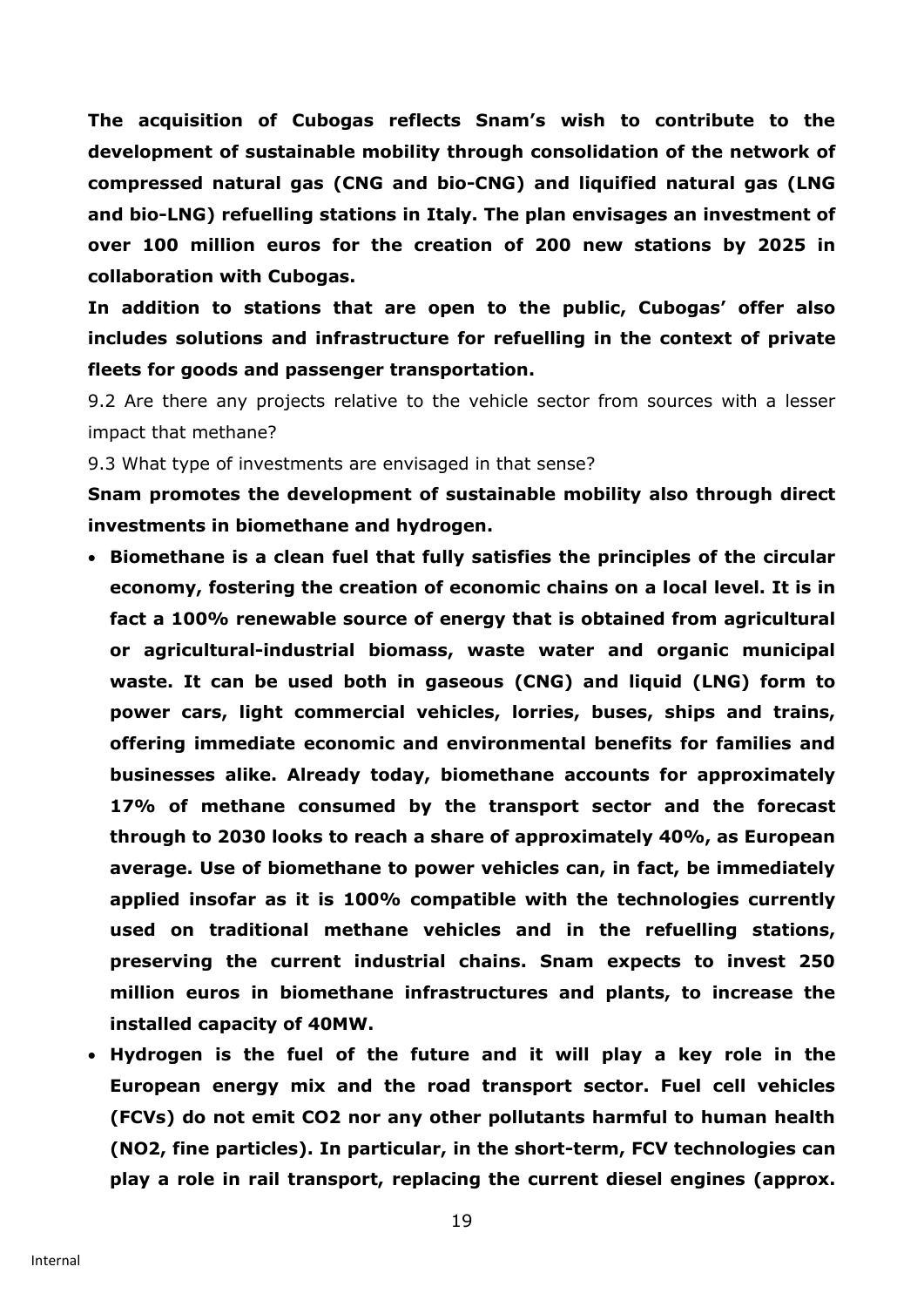**The acquisition of Cubogas reflects Snam's wish to contribute to the development of sustainable mobility through consolidation of the network of compressed natural gas (CNG and bio-CNG) and liquified natural gas (LNG and bio-LNG) refuelling stations in Italy. The plan envisages an investment of over 100 million euros for the creation of 200 new stations by 2025 in collaboration with Cubogas.**

**In addition to stations that are open to the public, Cubogas' offer also includes solutions and infrastructure for refuelling in the context of private fleets for goods and passenger transportation.**

9.2 Are there any projects relative to the vehicle sector from sources with a lesser impact that methane?

9.3 What type of investments are envisaged in that sense?

**Snam promotes the development of sustainable mobility also through direct investments in biomethane and hydrogen.**

- **Biomethane is a clean fuel that fully satisfies the principles of the circular economy, fostering the creation of economic chains on a local level. It is in fact a 100% renewable source of energy that is obtained from agricultural or agricultural-industrial biomass, waste water and organic municipal waste. It can be used both in gaseous (CNG) and liquid (LNG) form to power cars, light commercial vehicles, lorries, buses, ships and trains, offering immediate economic and environmental benefits for families and businesses alike. Already today, biomethane accounts for approximately 17% of methane consumed by the transport sector and the forecast through to 2030 looks to reach a share of approximately 40%, as European average. Use of biomethane to power vehicles can, in fact, be immediately applied insofar as it is 100% compatible with the technologies currently used on traditional methane vehicles and in the refuelling stations, preserving the current industrial chains. Snam expects to invest 250 million euros in biomethane infrastructures and plants, to increase the installed capacity of 40MW.**
- **Hydrogen is the fuel of the future and it will play a key role in the European energy mix and the road transport sector. Fuel cell vehicles (FCVs) do not emit $CO_2$ nor any other pollutants harmful to human health ($NO_2$, fine particles). In particular, in the short-term, FCV technologies can play a role in rail transport, replacing the current diesel engines (approx.**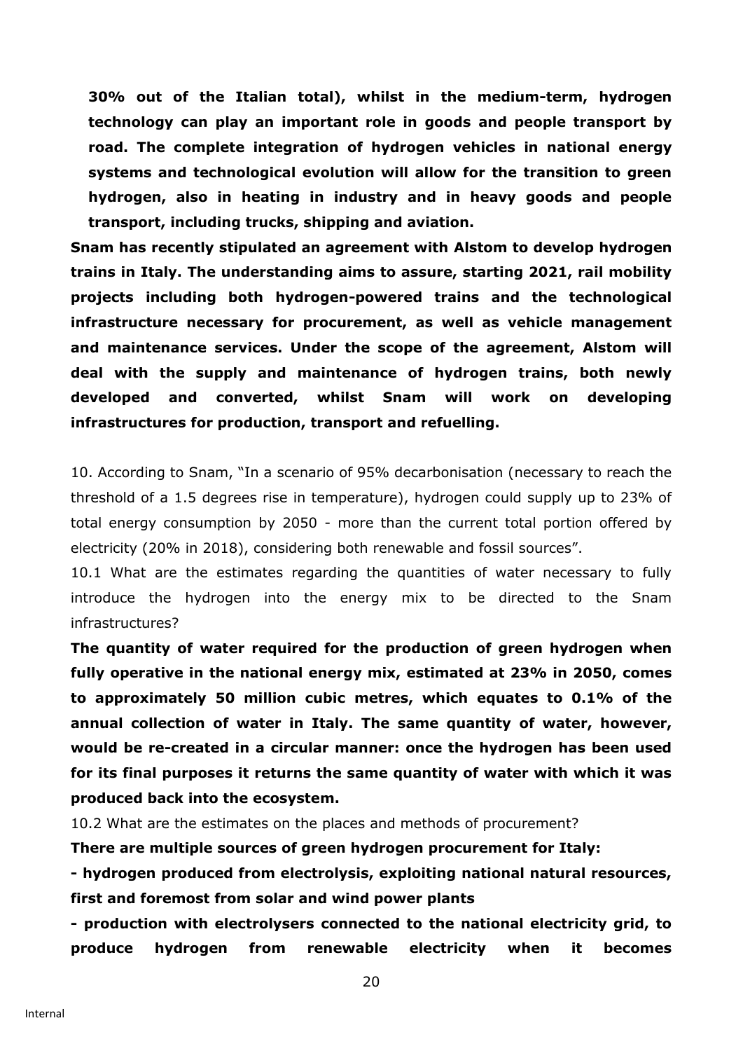**30% out of the Italian total), whilst in the medium-term, hydrogen technology can play an important role in goods and people transport by road. The complete integration of hydrogen vehicles in national energy systems and technological evolution will allow for the transition to green hydrogen, also in heating in industry and in heavy goods and people transport, including trucks, shipping and aviation.**

**Snam has recently stipulated an agreement with Alstom to develop hydrogen trains in Italy. The understanding aims to assure, starting 2021, rail mobility projects including both hydrogen-powered trains and the technological infrastructure necessary for procurement, as well as vehicle management and maintenance services. Under the scope of the agreement, Alstom will deal with the supply and maintenance of hydrogen trains, both newly developed and converted, whilst Snam will work on developing infrastructures for production, transport and refuelling.**

10. According to Snam, "In a scenario of 95% decarbonisation (necessary to reach the threshold of a 1.5 degrees rise in temperature), hydrogen could supply up to 23% of total energy consumption by 2050 - more than the current total portion offered by electricity (20% in 2018), considering both renewable and fossil sources".

10.1 What are the estimates regarding the quantities of water necessary to fully introduce the hydrogen into the energy mix to be directed to the Snam infrastructures?

**The quantity of water required for the production of green hydrogen when fully operative in the national energy mix, estimated at 23% in 2050, comes to approximately 50 million cubic metres, which equates to 0.1% of the annual collection of water in Italy. The same quantity of water, however, would be re-created in a circular manner: once the hydrogen has been used for its final purposes it returns the same quantity of water with which it was produced back into the ecosystem.**

10.2 What are the estimates on the places and methods of procurement?

**There are multiple sources of green hydrogen procurement for Italy:**

**- hydrogen produced from electrolysis, exploiting national natural resources, first and foremost from solar and wind power plants**

**- production with electrolysers connected to the national electricity grid, to produce hydrogen from renewable electricity when it becomes**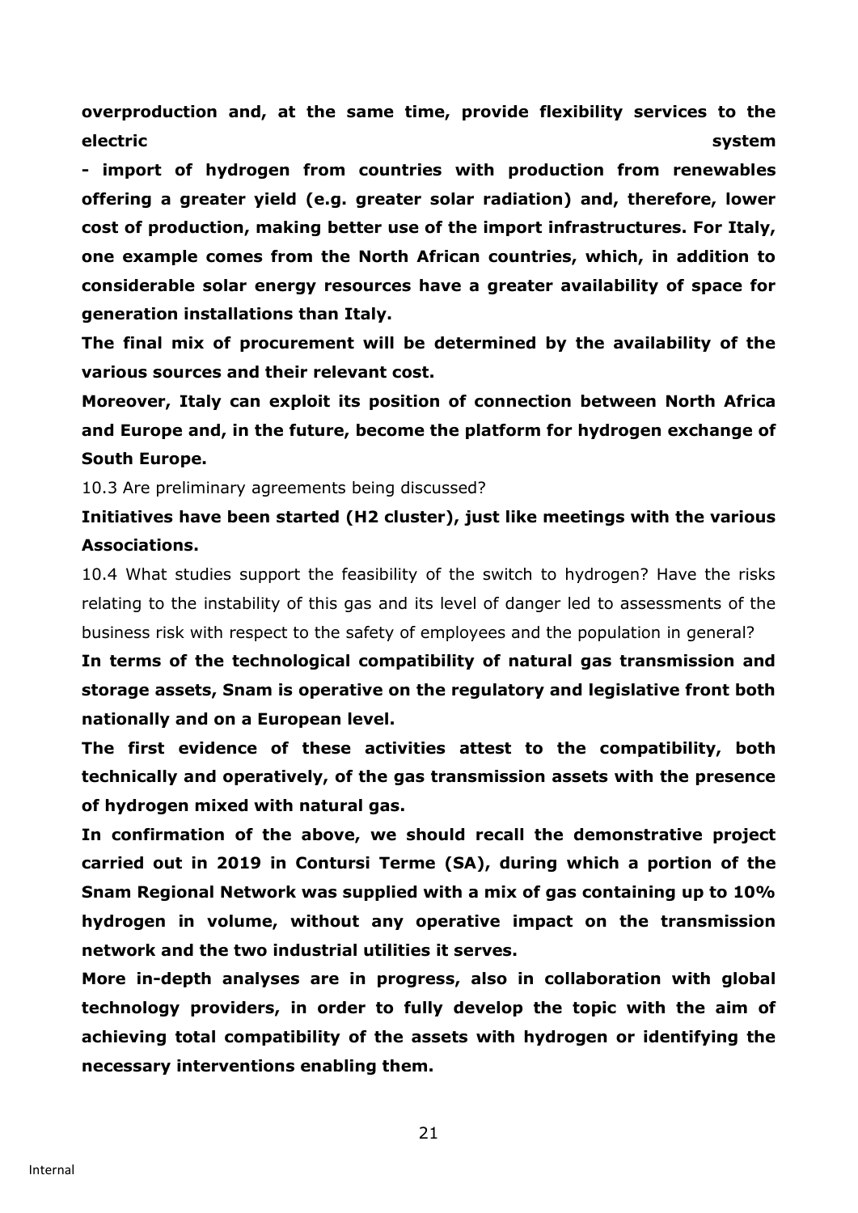**overproduction and, at the same time, provide flexibility services to the electric system**

**- import of hydrogen from countries with production from renewables offering a greater yield (e.g. greater solar radiation) and, therefore, lower cost of production, making better use of the import infrastructures. For Italy, one example comes from the North African countries, which, in addition to considerable solar energy resources have a greater availability of space for generation installations than Italy.**

**The final mix of procurement will be determined by the availability of the various sources and their relevant cost.**

**Moreover, Italy can exploit its position of connection between North Africa and Europe and, in the future, become the platform for hydrogen exchange of South Europe.**

10.3 Are preliminary agreements being discussed?

**Initiatives have been started (H2 cluster), just like meetings with the various Associations.**

10.4 What studies support the feasibility of the switch to hydrogen? Have the risks relating to the instability of this gas and its level of danger led to assessments of the business risk with respect to the safety of employees and the population in general?

**In terms of the technological compatibility of natural gas transmission and storage assets, Snam is operative on the regulatory and legislative front both nationally and on a European level.**

**The first evidence of these activities attest to the compatibility, both technically and operatively, of the gas transmission assets with the presence of hydrogen mixed with natural gas.**

**In confirmation of the above, we should recall the demonstrative project carried out in 2019 in Contursi Terme (SA), during which a portion of the Snam Regional Network was supplied with a mix of gas containing up to 10% hydrogen in volume, without any operative impact on the transmission network and the two industrial utilities it serves.**

**More in-depth analyses are in progress, also in collaboration with global technology providers, in order to fully develop the topic with the aim of achieving total compatibility of the assets with hydrogen or identifying the necessary interventions enabling them.**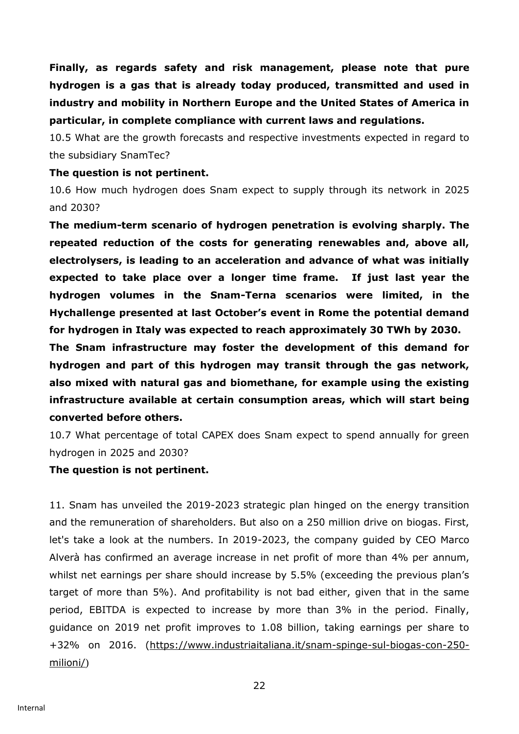**Finally, as regards safety and risk management, please note that pure hydrogen is a gas that is already today produced, transmitted and used in industry and mobility in Northern Europe and the United States of America in particular, in complete compliance with current laws and regulations.**

10.5 What are the growth forecasts and respective investments expected in regard to the subsidiary SnamTec?

**The question is not pertinent.**

10.6 How much hydrogen does Snam expect to supply through its network in 2025 and 2030?

**The medium-term scenario of hydrogen penetration is evolving sharply. The repeated reduction of the costs for generating renewables and, above all, electrolysers, is leading to an acceleration and advance of what was initially expected to take place over a longer time frame. If just last year the hydrogen volumes in the Snam-Terna scenarios were limited, in the Hychallenge presented at last October's event in Rome the potential demand for hydrogen in Italy was expected to reach approximately 30 TWh by 2030.**

**The Snam infrastructure may foster the development of this demand for hydrogen and part of this hydrogen may transit through the gas network, also mixed with natural gas and biomethane, for example using the existing infrastructure available at certain consumption areas, which will start being converted before others.**

10.7 What percentage of total CAPEX does Snam expect to spend annually for green hydrogen in 2025 and 2030?

**The question is not pertinent.**

11. Snam has unveiled the 2019-2023 strategic plan hinged on the energy transition and the remuneration of shareholders. But also on a 250 million drive on biogas. First, let's take a look at the numbers. In 2019-2023, the company guided by CEO Marco Alverà has confirmed an average increase in net profit of more than 4% per annum, whilst net earnings per share should increase by 5.5% (exceeding the previous plan's target of more than 5%). And profitability is not bad either, given that in the same period, EBITDA is expected to increase by more than 3% in the period. Finally, guidance on 2019 net profit improves to 1.08 billion, taking earnings per share to +32% on 2016. (https://www.industriaitaliana.it/snam-spinge-sul-biogas-con-250-milioni/)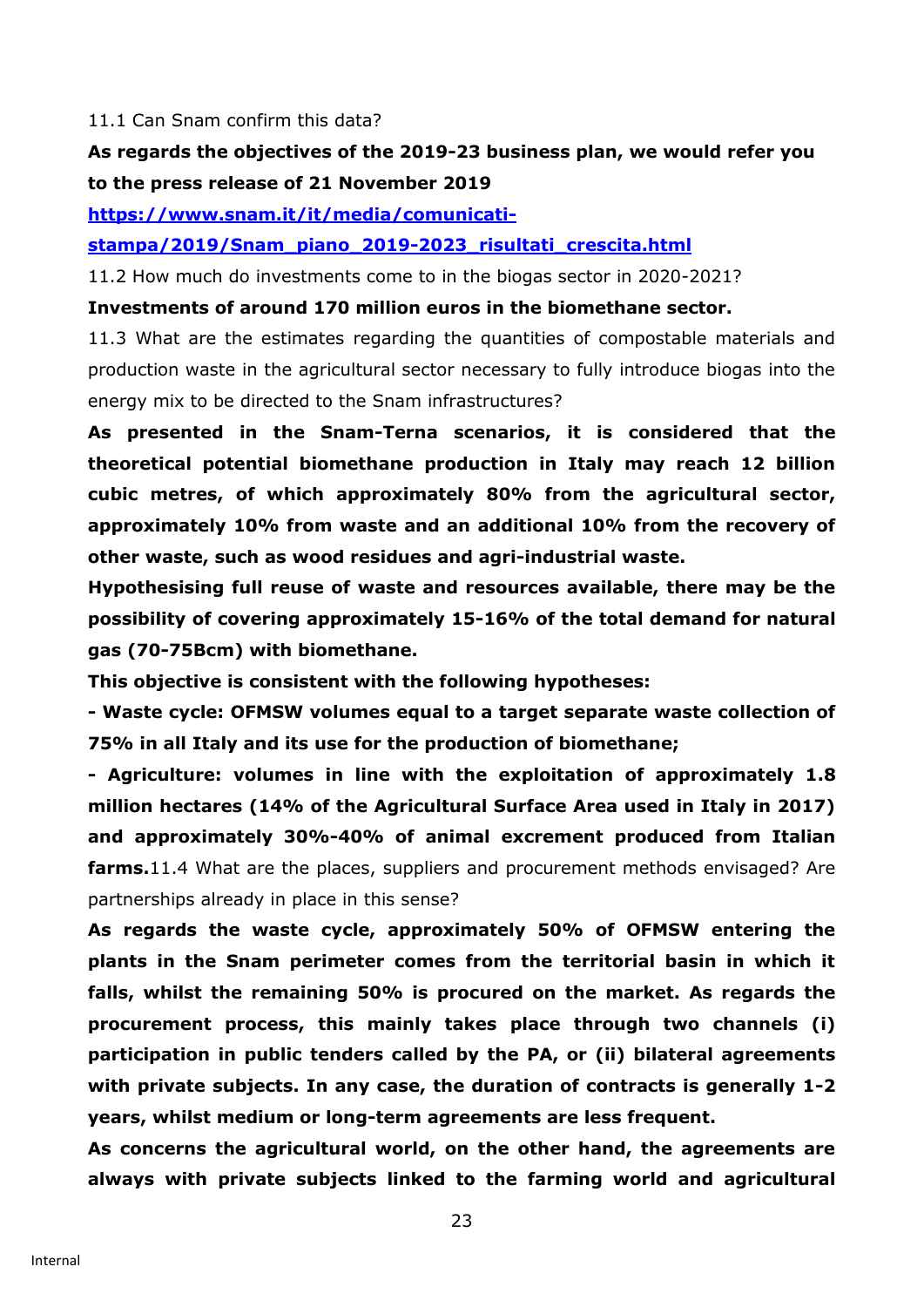11.1 Can Snam confirm this data?

**As regards the objectives of the 2019-23 business plan, we would refer you to the press release of 21 November 2019**

**[https://www.snam.it/it/media/comunicati-stampa/2019/Snam_piano_2019-2023_risultati_crescita.html](https://www.snam.it/it/media/comunicati-stampa/2019/Snam_piano_2019-2023_risultati_crescita.html)**

11.2 How much do investments come to in the biogas sector in 2020-2021?

**Investments of around 170 million euros in the biomethane sector.**

11.3 What are the estimates regarding the quantities of compostable materials and production waste in the agricultural sector necessary to fully introduce biogas into the energy mix to be directed to the Snam infrastructures?

**As presented in the Snam-Terna scenarios, it is considered that the theoretical potential biomethane production in Italy may reach 12 billion cubic metres, of which approximately 80% from the agricultural sector, approximately 10% from waste and an additional 10% from the recovery of other waste, such as wood residues and agri-industrial waste.**

**Hypothesising full reuse of waste and resources available, there may be the possibility of covering approximately 15-16% of the total demand for natural gas (70-75Bcm) with biomethane.**

**This objective is consistent with the following hypotheses:**

**- Waste cycle: OFMSW volumes equal to a target separate waste collection of 75% in all Italy and its use for the production of biomethane;**

**- Agriculture: volumes in line with the exploitation of approximately 1.8 million hectares (14% of the Agricultural Surface Area used in Italy in 2017) and approximately 30%-40% of animal excrement produced from Italian farms.**

11.4 What are the places, suppliers and procurement methods envisaged? Are partnerships already in place in this sense?

**As regards the waste cycle, approximately 50% of OFMSW entering the plants in the Snam perimeter comes from the territorial basin in which it falls, whilst the remaining 50% is procured on the market. As regards the procurement process, this mainly takes place through two channels (i) participation in public tenders called by the PA, or (ii) bilateral agreements with private subjects. In any case, the duration of contracts is generally 1-2 years, whilst medium or long-term agreements are less frequent.**

**As concerns the agricultural world, on the other hand, the agreements are always with private subjects linked to the farming world and agricultural**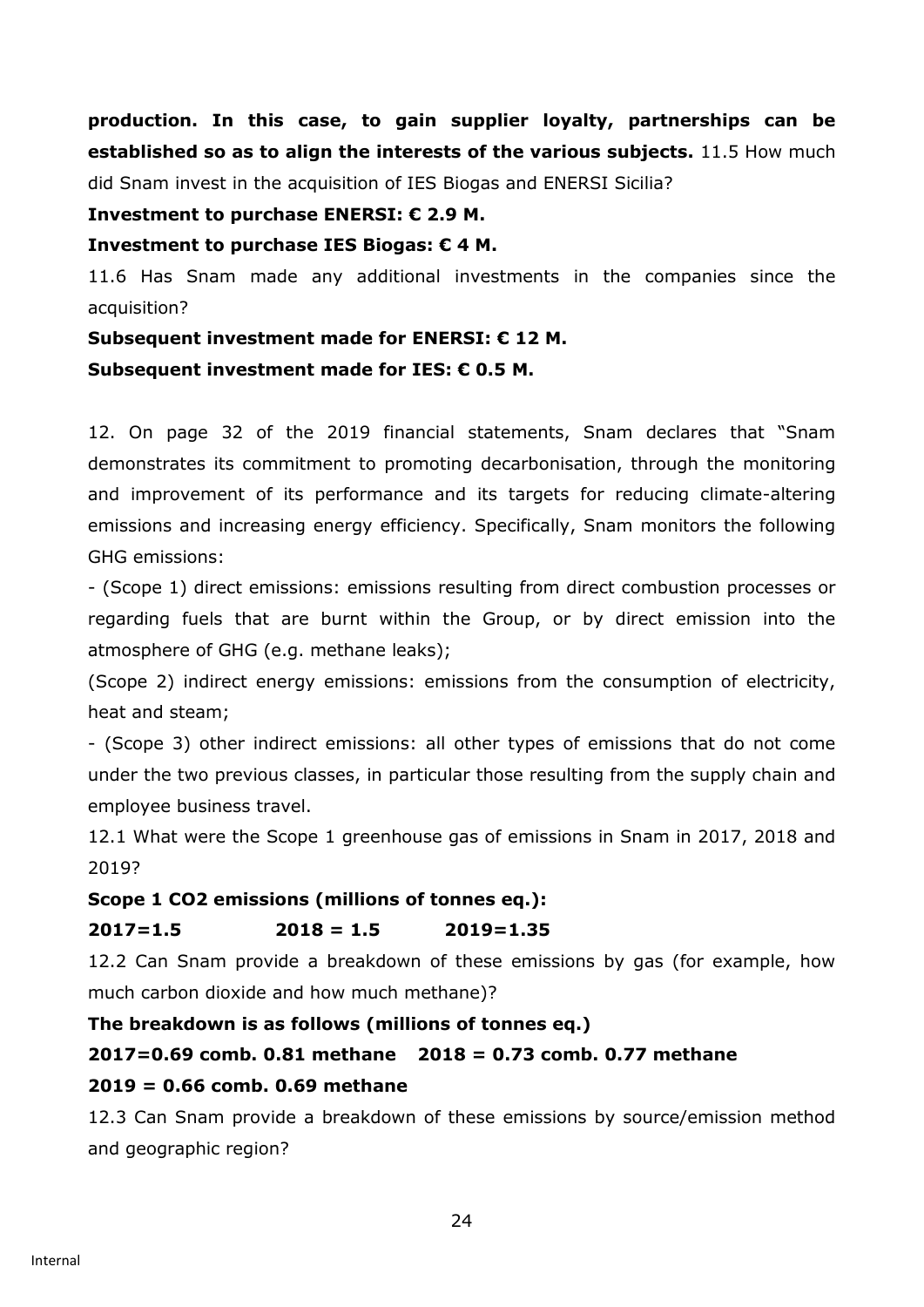**production. In this case, to gain supplier loyalty, partnerships can be established so as to align the interests of the various subjects.** 11.5 How much did Snam invest in the acquisition of IES Biogas and ENERSI Sicilia?

**Investment to purchase ENERSI: € 2.9 M.**

**Investment to purchase IES Biogas: € 4 M.**

11.6 Has Snam made any additional investments in the companies since the acquisition?

**Subsequent investment made for ENERSI: € 12 M.**

**Subsequent investment made for IES: € 0.5 M.**

12. On page 32 of the 2019 financial statements, Snam declares that "Snam demonstrates its commitment to promoting decarbonisation, through the monitoring and improvement of its performance and its targets for reducing climate-altering emissions and increasing energy efficiency. Specifically, Snam monitors the following GHG emissions:

- (Scope 1) direct emissions: emissions resulting from direct combustion processes or regarding fuels that are burnt within the Group, or by direct emission into the atmosphere of GHG (e.g. methane leaks);

(Scope 2) indirect energy emissions: emissions from the consumption of electricity, heat and steam;

- (Scope 3) other indirect emissions: all other types of emissions that do not come under the two previous classes, in particular those resulting from the supply chain and employee business travel.

12.1 What were the Scope 1 greenhouse gas of emissions in Snam in 2017, 2018 and 2019?

**Scope 1 CO2 emissions (millions of tonnes eq.):**

**2017=1.5 2018 = 1.5 2019=1.35**

12.2 Can Snam provide a breakdown of these emissions by gas (for example, how much carbon dioxide and how much methane)?

**The breakdown is as follows (millions of tonnes eq.)**

**2017=0.69 comb. 0.81 methane 2018 = 0.73 comb. 0.77 methane**

**2019 = 0.66 comb. 0.69 methane**

12.3 Can Snam provide a breakdown of these emissions by source/emission method and geographic region?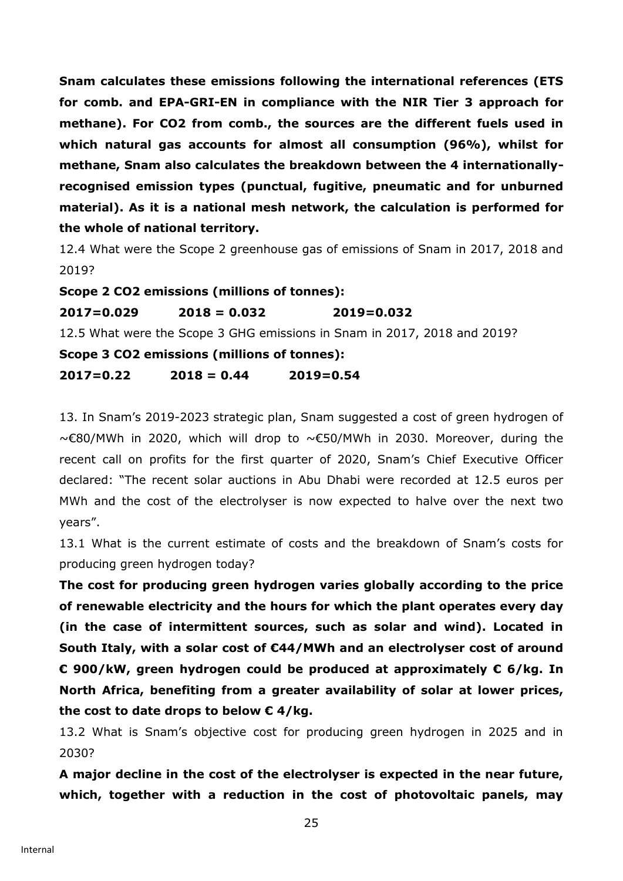**Snam calculates these emissions following the international references (ETS for comb. and EPA-GRI-EN in compliance with the NIR Tier 3 approach for methane). For CO2 from comb., the sources are the different fuels used in which natural gas accounts for almost all consumption (96%), whilst for methane, Snam also calculates the breakdown between the 4 internationally-recognised emission types (punctual, fugitive, pneumatic and for unburned material). As it is a national mesh network, the calculation is performed for the whole of national territory.**

12.4 What were the Scope 2 greenhouse gas of emissions of Snam in 2017, 2018 and 2019?

**Scope 2 CO2 emissions (millions of tonnes):**

**2017=0.029 2018 = 0.032 2019=0.032**

12.5 What were the Scope 3 GHG emissions in Snam in 2017, 2018 and 2019?

**Scope 3 CO2 emissions (millions of tonnes):**

**2017=0.22 2018 = 0.44 2019=0.54**

13. In Snam's 2019-2023 strategic plan, Snam suggested a cost of green hydrogen of ~€80/MWh in 2020, which will drop to ~€50/MWh in 2030. Moreover, during the recent call on profits for the first quarter of 2020, Snam's Chief Executive Officer declared: "The recent solar auctions in Abu Dhabi were recorded at 12.5 euros per MWh and the cost of the electrolyser is now expected to halve over the next two years".

13.1 What is the current estimate of costs and the breakdown of Snam's costs for producing green hydrogen today?

**The cost for producing green hydrogen varies globally according to the price of renewable electricity and the hours for which the plant operates every day (in the case of intermittent sources, such as solar and wind). Located in South Italy, with a solar cost of €44/MWh and an electrolyser cost of around € 900/kW, green hydrogen could be produced at approximately € 6/kg. In North Africa, benefiting from a greater availability of solar at lower prices, the cost to date drops to below € 4/kg.**

13.2 What is Snam's objective cost for producing green hydrogen in 2025 and in 2030?

**A major decline in the cost of the electrolyser is expected in the near future, which, together with a reduction in the cost of photovoltaic panels, may**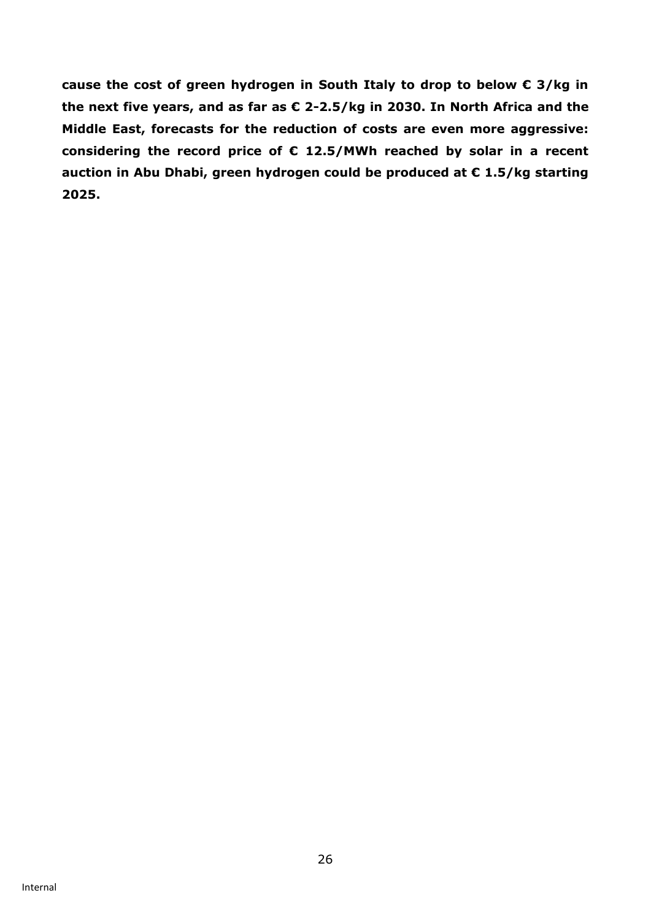**cause the cost of green hydrogen in South Italy to drop to below € 3/kg in the next five years, and as far as € 2-2.5/kg in 2030. In North Africa and the Middle East, forecasts for the reduction of costs are even more aggressive: considering the record price of € 12.5/MWh reached by solar in a recent auction in Abu Dhabi, green hydrogen could be produced at € 1.5/kg starting 2025.**